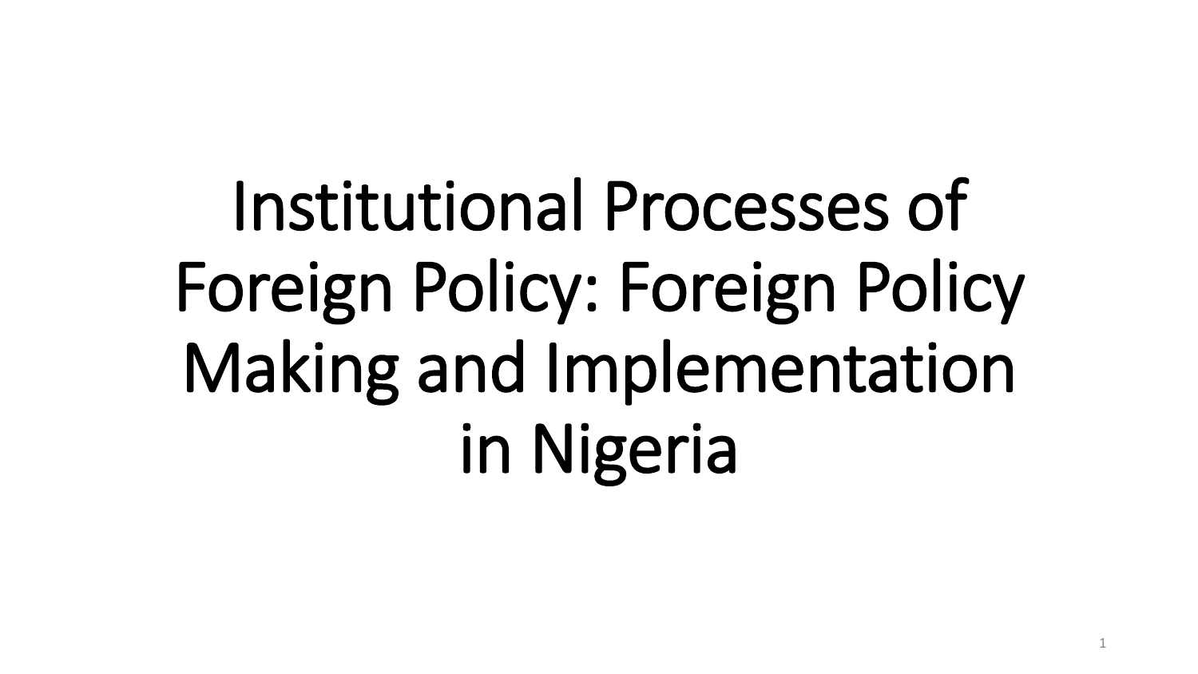# Institutional Processes of Foreign Policy: Foreign Policy Making and Implementation in Nigeria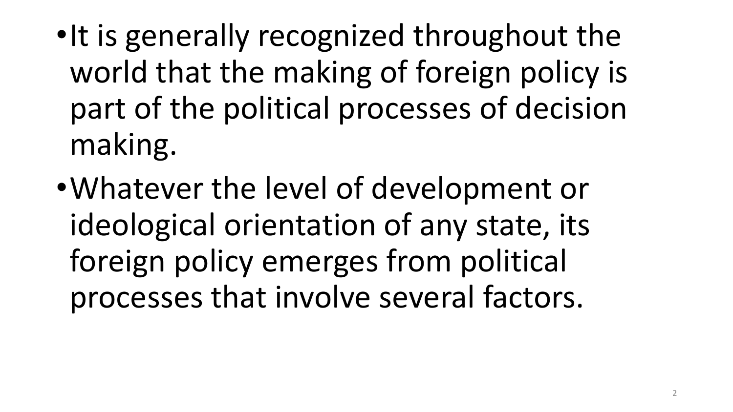- It is generally recognized throughout the world that the making of foreign policy is part of the political processes of decision making.
- Whatever the level of development or ideological orientation of any state, its foreign policy emerges from political processes that involve several factors.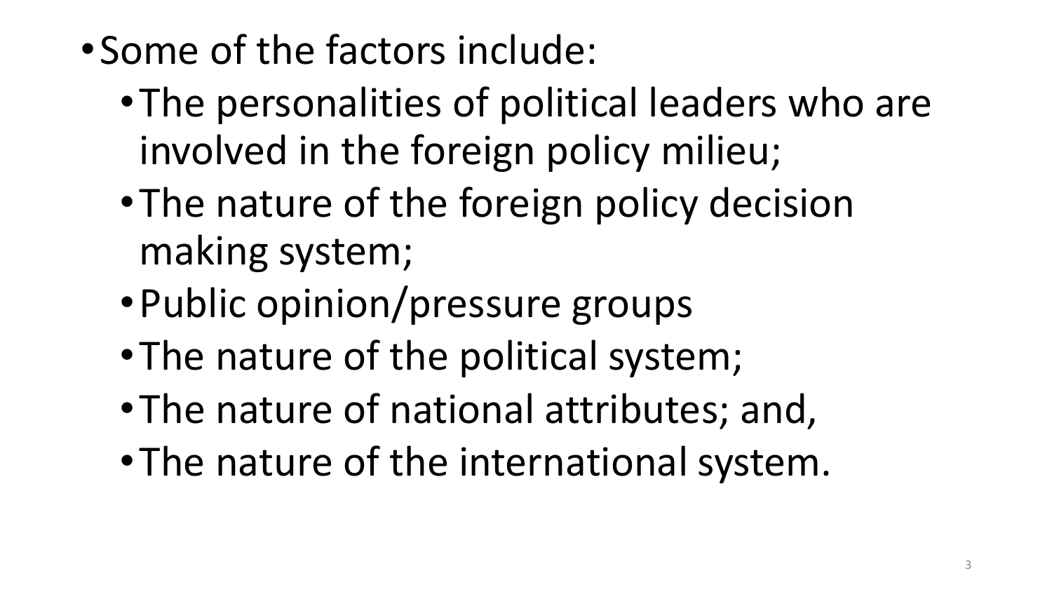- Some of the factors include:
  - The personalities of political leaders who are involved in the foreign policy milieu;
  - The nature of the foreign policy decision making system;
  - Public opinion/pressure groups
  - The nature of the political system;
  - The nature of national attributes; and,
  - The nature of the international system.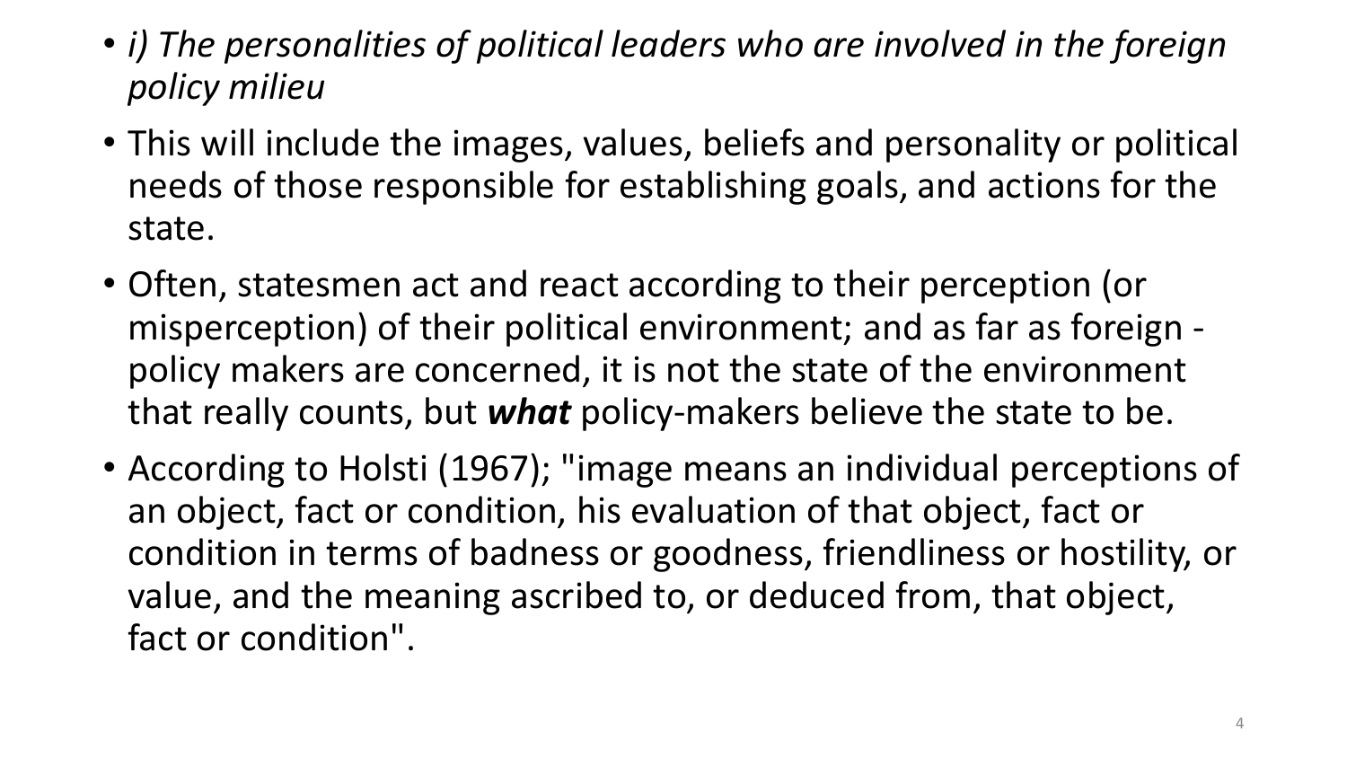- *i) The personalities of political leaders who are involved in the foreign policy milieu*
- This will include the images, values, beliefs and personality or political needs of those responsible for establishing goals, and actions for the state.
- Often, statesmen act and react according to their perception (or misperception) of their political environment; and as far as foreign - policy makers are concerned, it is not the state of the environment that really counts, but ***what*** policy-makers believe the state to be.
- According to Holsti (1967); "image means an individual perceptions of an object, fact or condition, his evaluation of that object, fact or condition in terms of badness or goodness, friendliness or hostility, or value, and the meaning ascribed to, or deduced from, that object, fact or condition".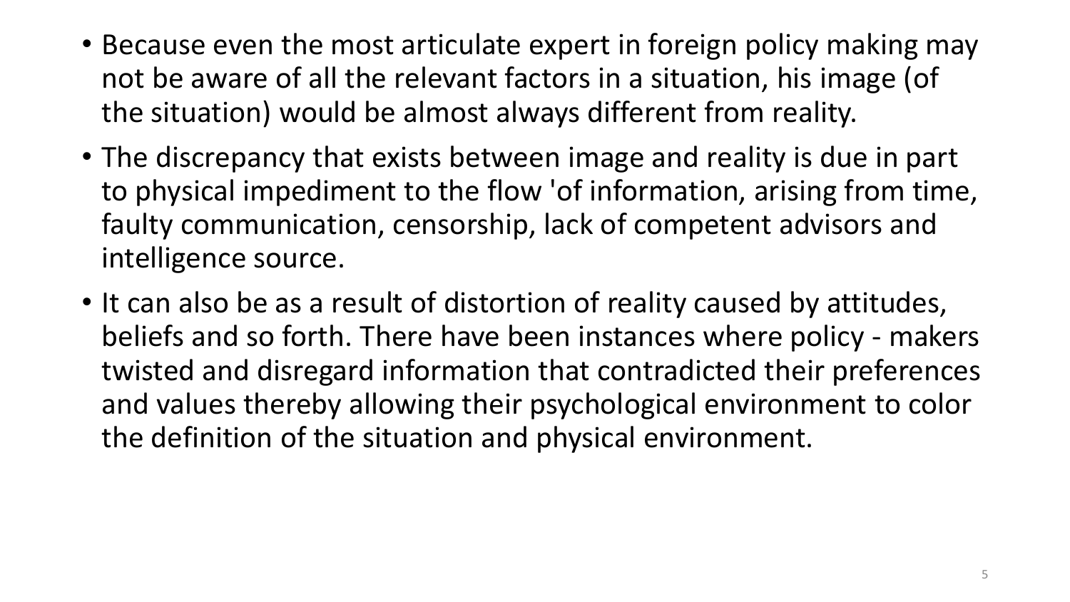- Because even the most articulate expert in foreign policy making may not be aware of all the relevant factors in a situation, his image (of the situation) would be almost always different from reality.
- The discrepancy that exists between image and reality is due in part to physical impediment to the flow 'of information, arising from time, faulty communication, censorship, lack of competent advisors and intelligence source.
- It can also be as a result of distortion of reality caused by attitudes, beliefs and so forth. There have been instances where policy - makers twisted and disregard information that contradicted their preferences and values thereby allowing their psychological environment to color the definition of the situation and physical environment.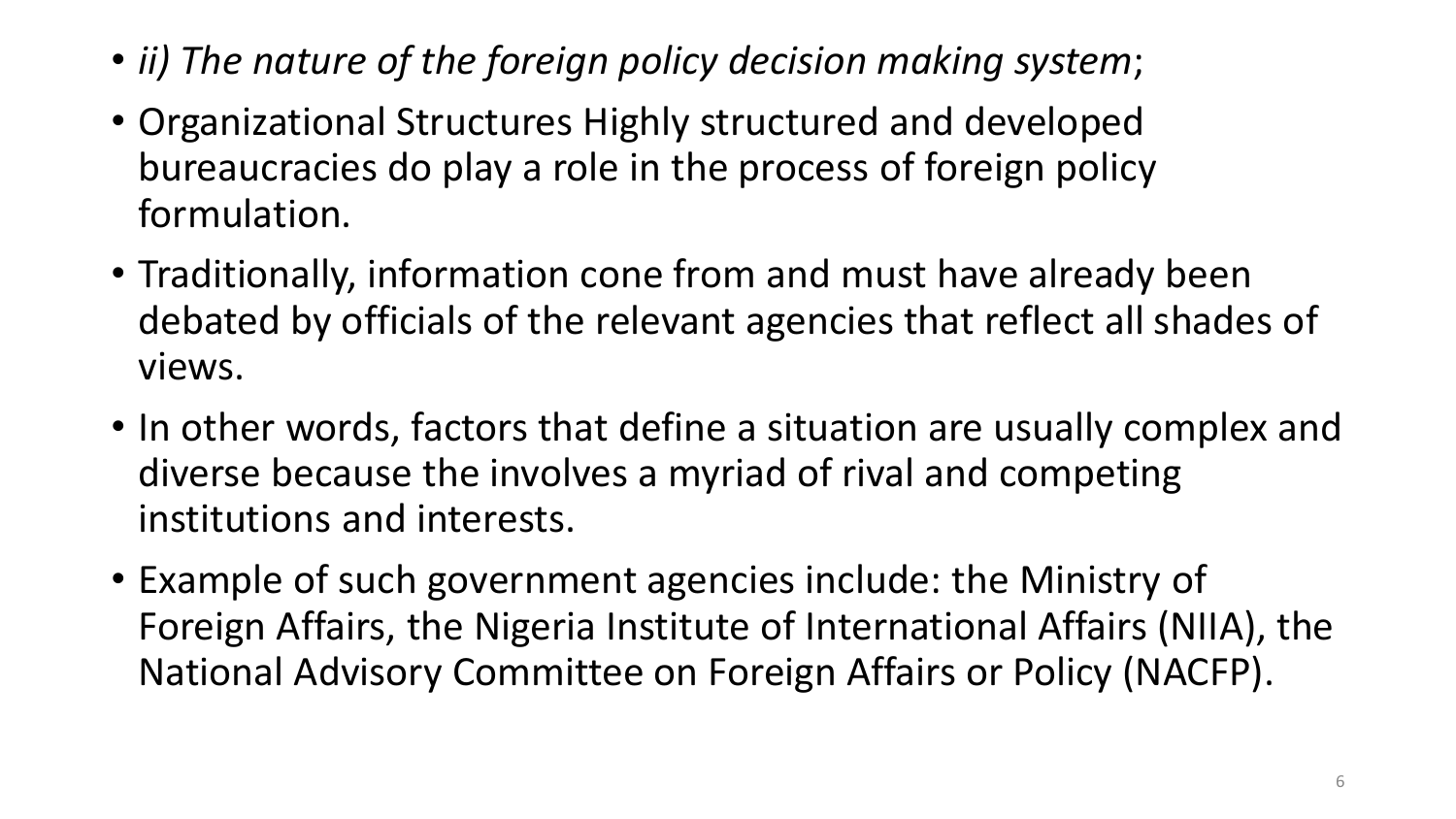- *ii) The nature of the foreign policy decision making system*;
- Organizational Structures Highly structured and developed bureaucracies do play a role in the process of foreign policy formulation.
- Traditionally, information cone from and must have already been debated by officials of the relevant agencies that reflect all shades of views.
- In other words, factors that define a situation are usually complex and diverse because the involves a myriad of rival and competing institutions and interests.
- Example of such government agencies include: the Ministry of Foreign Affairs, the Nigeria Institute of International Affairs (NIIA), the National Advisory Committee on Foreign Affairs or Policy (NACFP).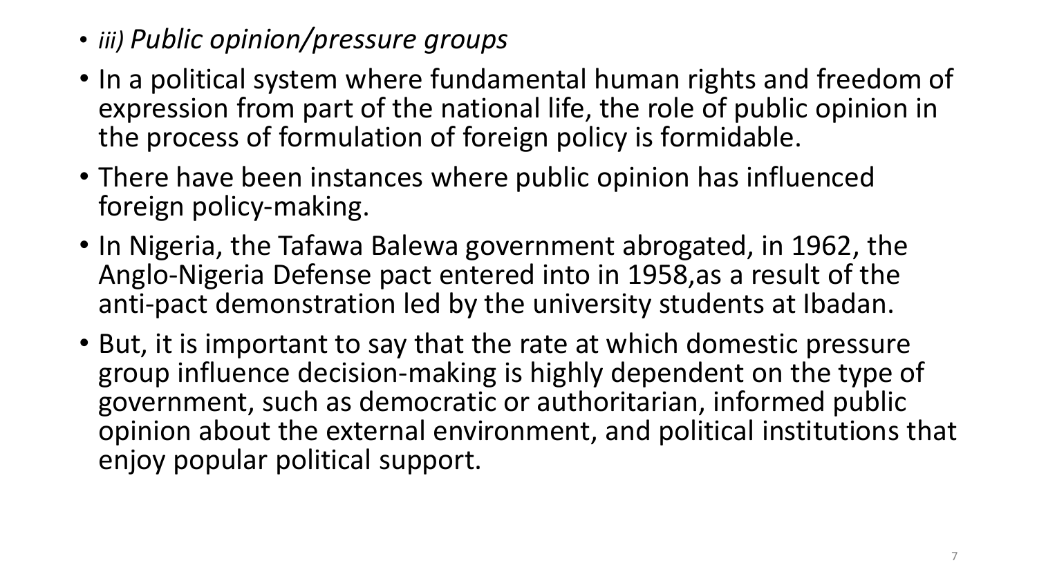- *iii) Public opinion/pressure groups*
- In a political system where fundamental human rights and freedom of expression from part of the national life, the role of public opinion in the process of formulation of foreign policy is formidable.
- There have been instances where public opinion has influenced foreign policy-making.
- In Nigeria, the Tafawa Balewa government abrogated, in 1962, the Anglo-Nigeria Defense pact entered into in 1958,as a result of the anti-pact demonstration led by the university students at Ibadan.
- But, it is important to say that the rate at which domestic pressure group influence decision-making is highly dependent on the type of government, such as democratic or authoritarian, informed public opinion about the external environment, and political institutions that enjoy popular political support.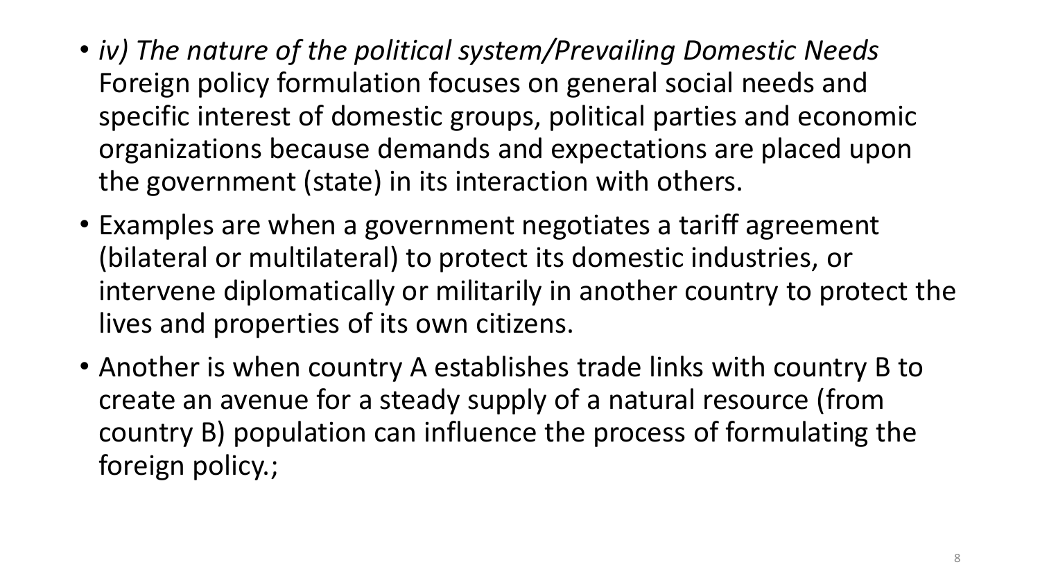- *iv) The nature of the political system/Prevailing Domestic Needs* Foreign policy formulation focuses on general social needs and specific interest of domestic groups, political parties and economic organizations because demands and expectations are placed upon the government (state) in its interaction with others.
- Examples are when a government negotiates a tariff agreement (bilateral or multilateral) to protect its domestic industries, or intervene diplomatically or militarily in another country to protect the lives and properties of its own citizens.
- Another is when country A establishes trade links with country B to create an avenue for a steady supply of a natural resource (from country B) population can influence the process of formulating the foreign policy.;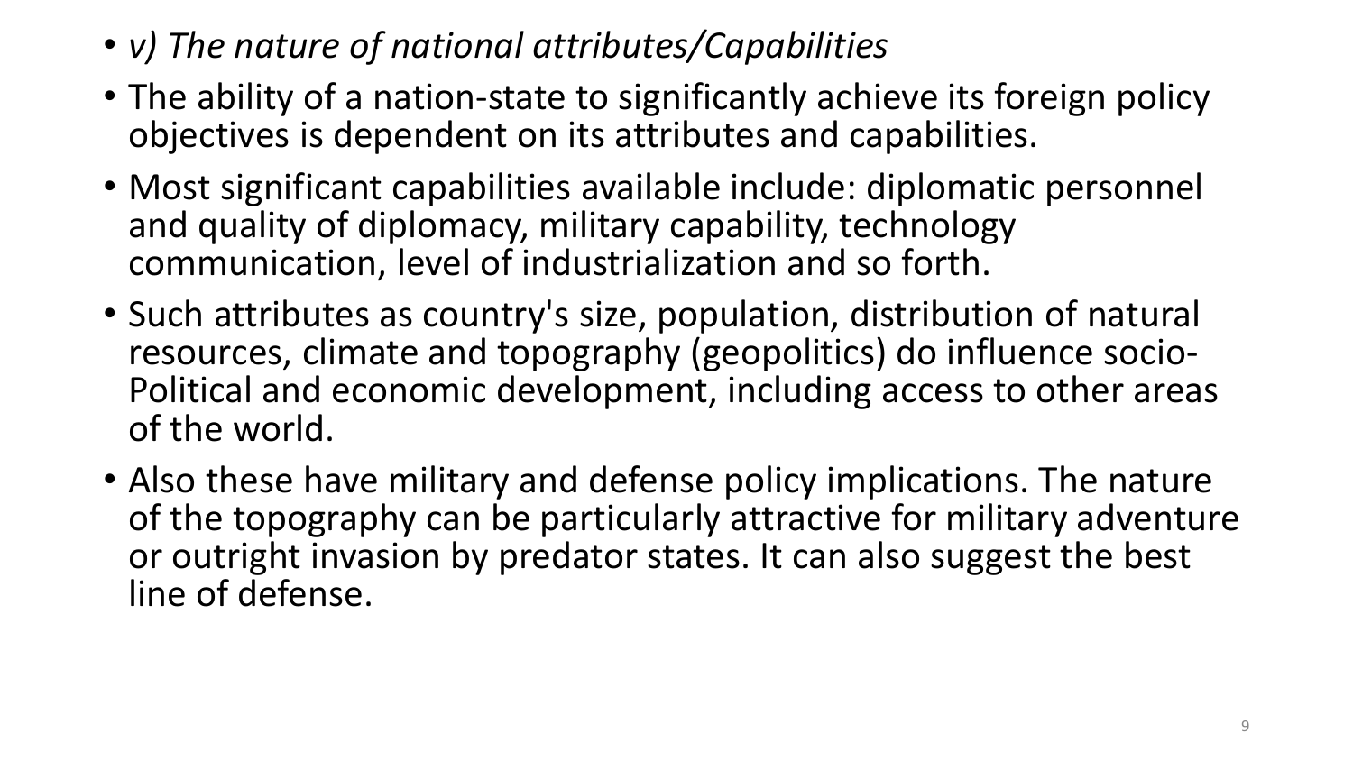- *v) The nature of national attributes/Capabilities*
- The ability of a nation-state to significantly achieve its foreign policy objectives is dependent on its attributes and capabilities.
- Most significant capabilities available include: diplomatic personnel and quality of diplomacy, military capability, technology communication, level of industrialization and so forth.
- Such attributes as country's size, population, distribution of natural resources, climate and topography (geopolitics) do influence socio-Political and economic development, including access to other areas of the world.
- Also these have military and defense policy implications. The nature of the topography can be particularly attractive for military adventure or outright invasion by predator states. It can also suggest the best line of defense.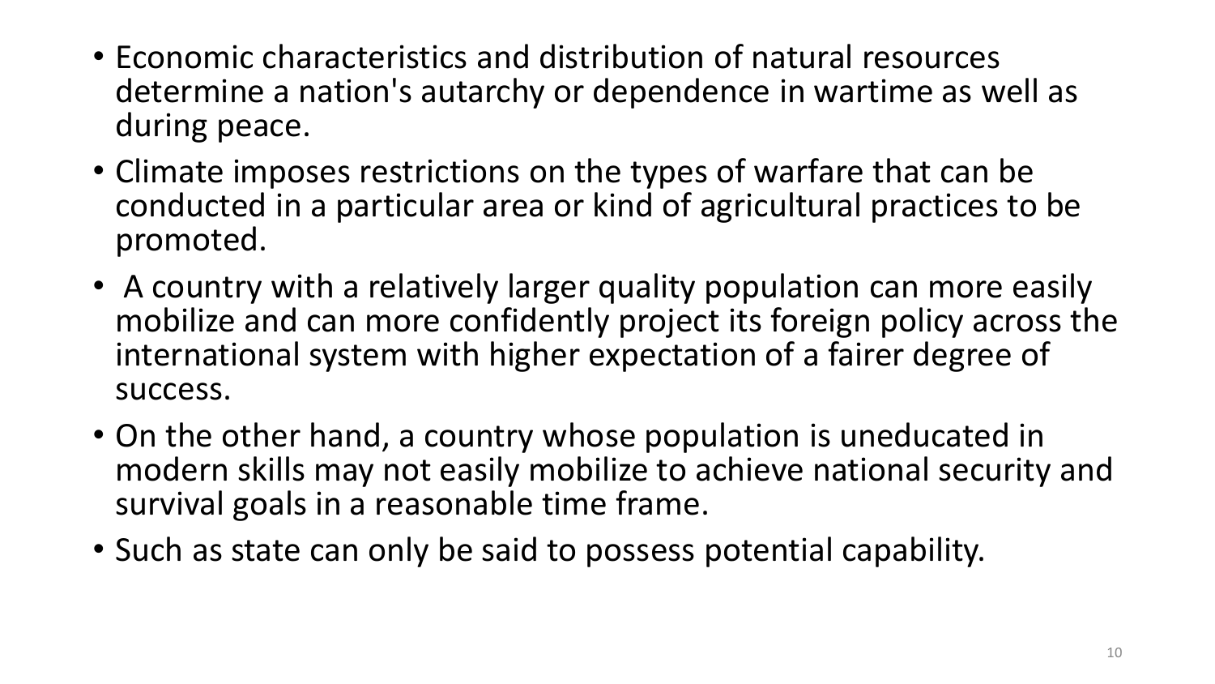- Economic characteristics and distribution of natural resources determine a nation's autarchy or dependence in wartime as well as during peace.
- Climate imposes restrictions on the types of warfare that can be conducted in a particular area or kind of agricultural practices to be promoted.
- A country with a relatively larger quality population can more easily mobilize and can more confidently project its foreign policy across the international system with higher expectation of a fairer degree of success.
- On the other hand, a country whose population is uneducated in modern skills may not easily mobilize to achieve national security and survival goals in a reasonable time frame.
- Such as state can only be said to possess potential capability.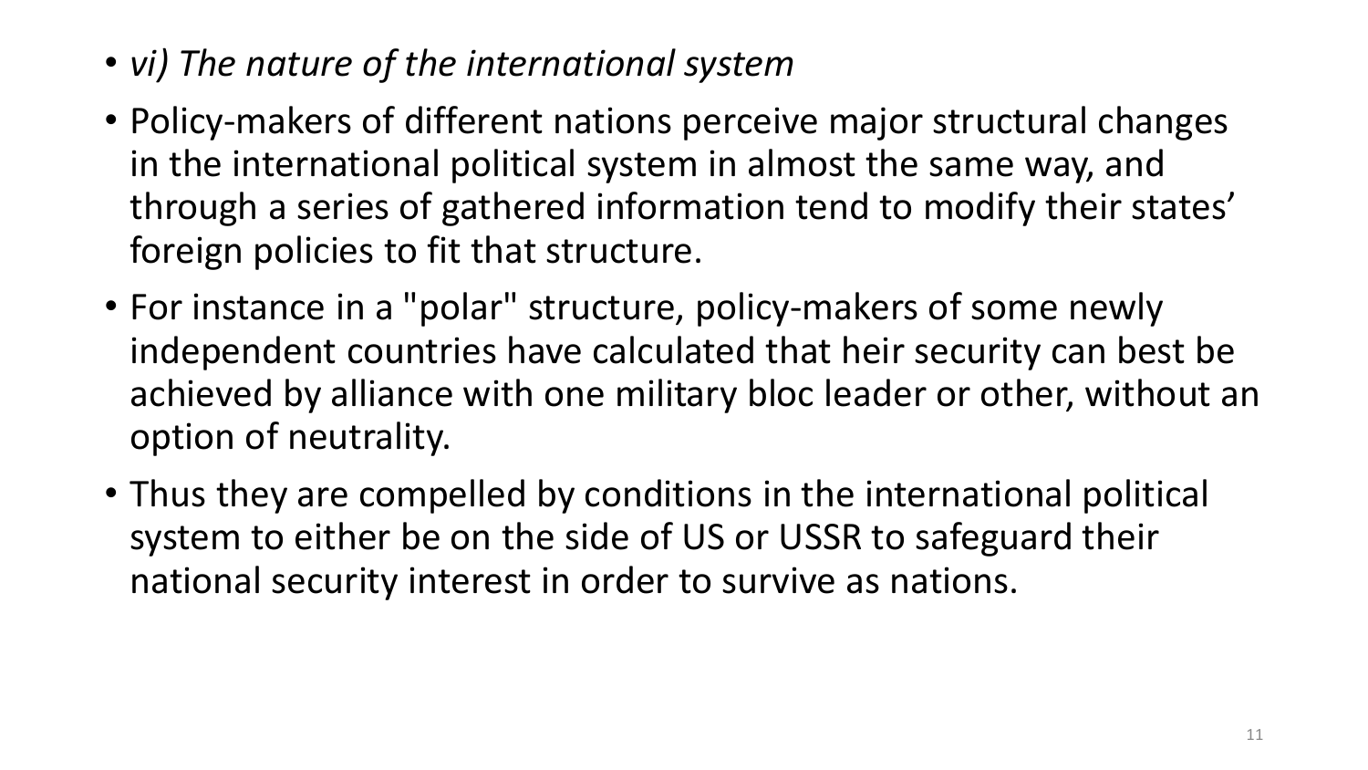- *vi) The nature of the international system*
- Policy-makers of different nations perceive major structural changes in the international political system in almost the same way, and through a series of gathered information tend to modify their states' foreign policies to fit that structure.
- For instance in a "polar" structure, policy-makers of some newly independent countries have calculated that heir security can best be achieved by alliance with one military bloc leader or other, without an option of neutrality.
- Thus they are compelled by conditions in the international political system to either be on the side of US or USSR to safeguard their national security interest in order to survive as nations.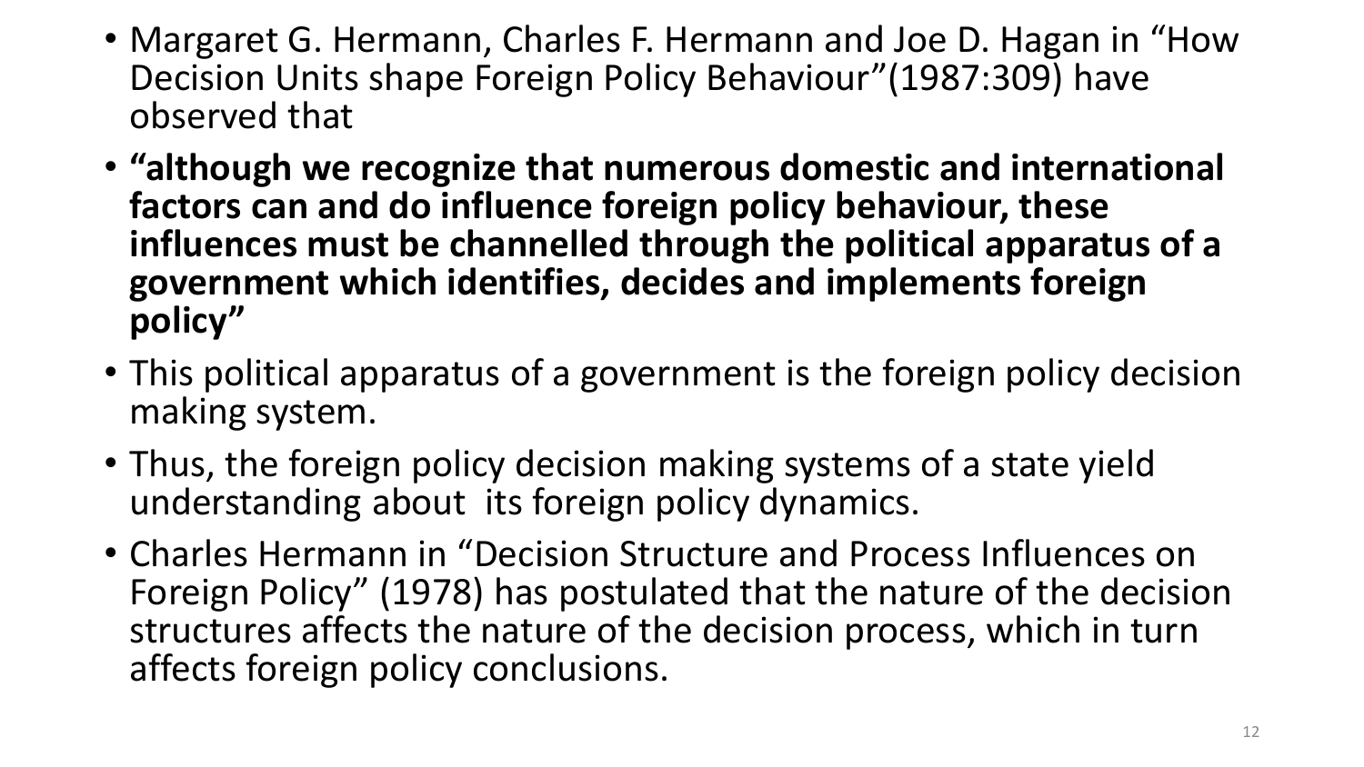- Margaret G. Hermann, Charles F. Hermann and Joe D. Hagan in "How Decision Units shape Foreign Policy Behaviour"(1987:309) have observed that
- **"although we recognize that numerous domestic and international factors can and do influence foreign policy behaviour, these influences must be channelled through the political apparatus of a government which identifies, decides and implements foreign policy"**
- This political apparatus of a government is the foreign policy decision making system.
- Thus, the foreign policy decision making systems of a state yield understanding about its foreign policy dynamics.
- Charles Hermann in "Decision Structure and Process Influences on Foreign Policy" (1978) has postulated that the nature of the decision structures affects the nature of the decision process, which in turn affects foreign policy conclusions.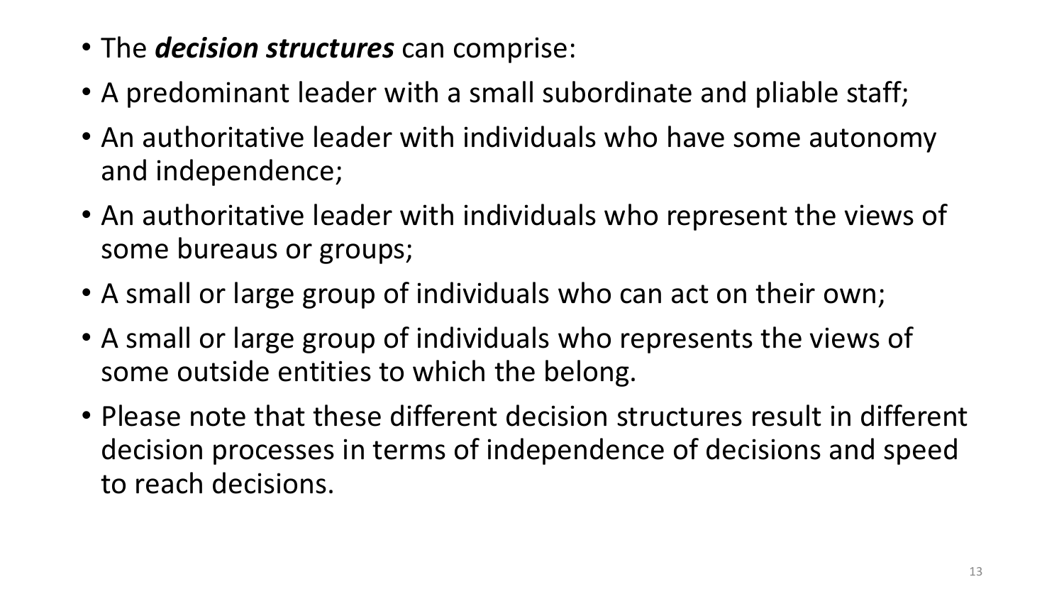- The ***decision structures*** can comprise:
- A predominant leader with a small subordinate and pliable staff;
- An authoritative leader with individuals who have some autonomy and independence;
- An authoritative leader with individuals who represent the views of some bureaus or groups;
- A small or large group of individuals who can act on their own;
- A small or large group of individuals who represents the views of some outside entities to which the belong.
- Please note that these different decision structures result in different decision processes in terms of independence of decisions and speed to reach decisions.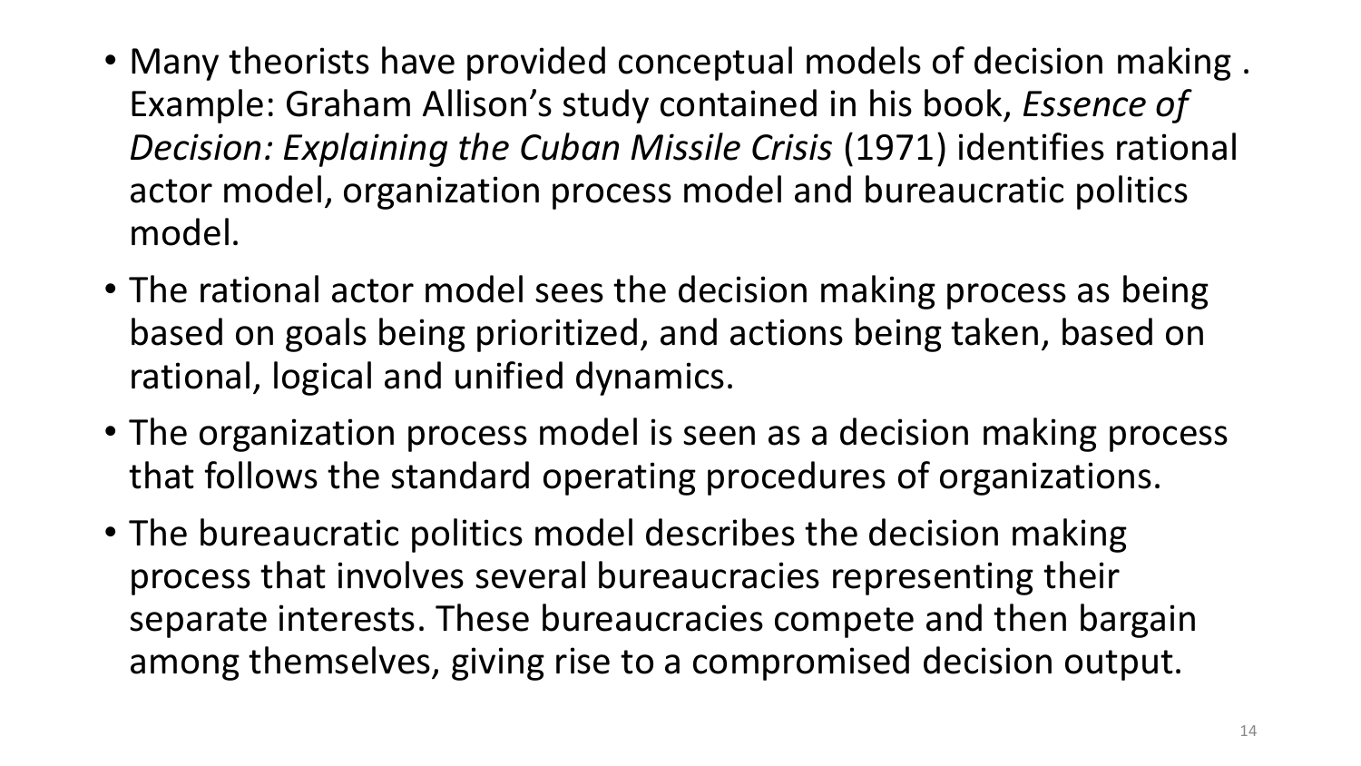- Many theorists have provided conceptual models of decision making . Example: Graham Allison's study contained in his book, *Essence of Decision: Explaining the Cuban Missile Crisis* (1971) identifies rational actor model, organization process model and bureaucratic politics model.
- The rational actor model sees the decision making process as being based on goals being prioritized, and actions being taken, based on rational, logical and unified dynamics.
- The organization process model is seen as a decision making process that follows the standard operating procedures of organizations.
- The bureaucratic politics model describes the decision making process that involves several bureaucracies representing their separate interests. These bureaucracies compete and then bargain among themselves, giving rise to a compromised decision output.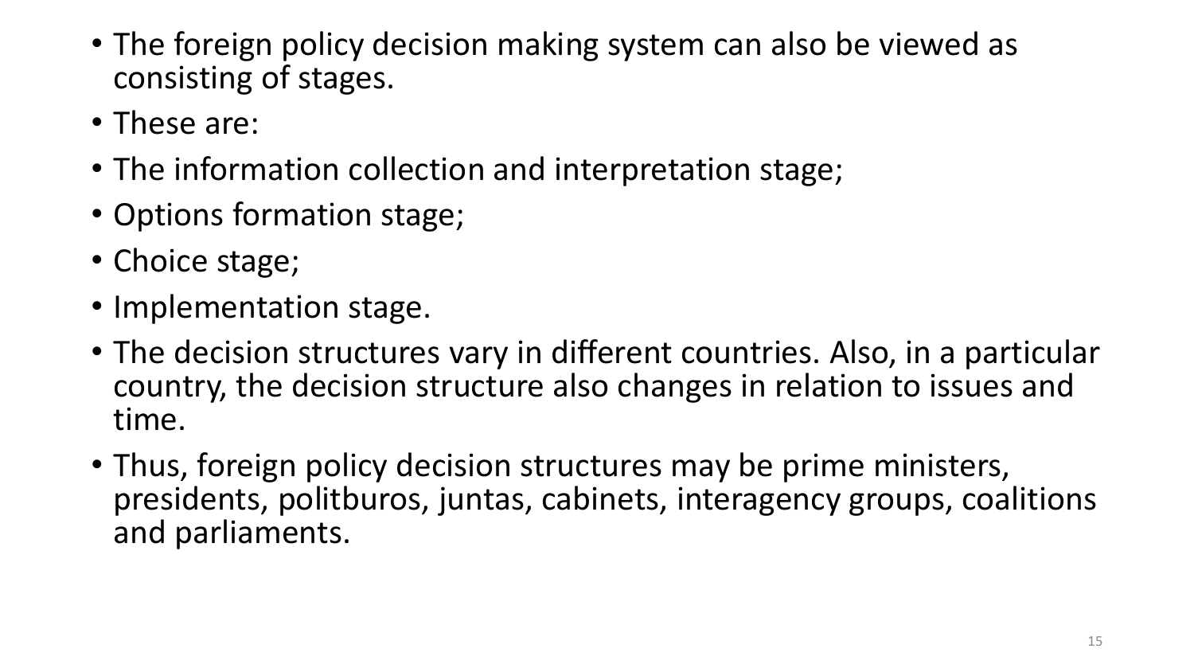- The foreign policy decision making system can also be viewed as consisting of stages.
- These are:
- The information collection and interpretation stage;
- Options formation stage;
- Choice stage;
- Implementation stage.
- The decision structures vary in different countries. Also, in a particular country, the decision structure also changes in relation to issues and time.
- Thus, foreign policy decision structures may be prime ministers, presidents, politburos, juntas, cabinets, interagency groups, coalitions and parliaments.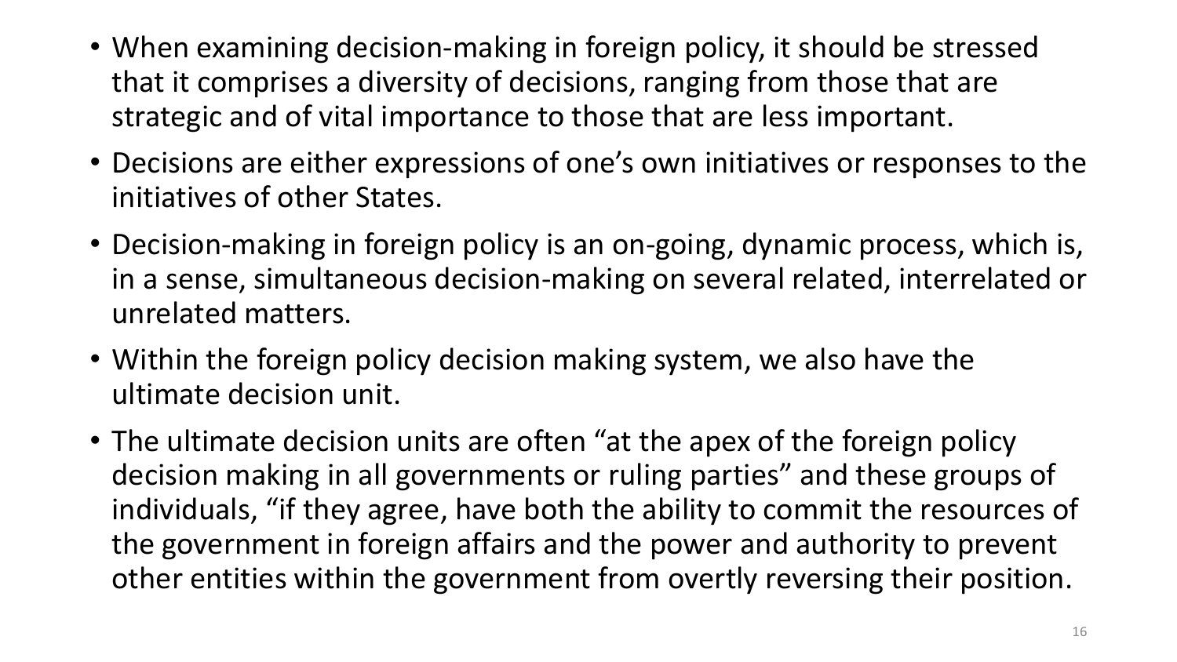- When examining decision-making in foreign policy, it should be stressed that it comprises a diversity of decisions, ranging from those that are strategic and of vital importance to those that are less important.
- Decisions are either expressions of one's own initiatives or responses to the initiatives of other States.
- Decision-making in foreign policy is an on-going, dynamic process, which is, in a sense, simultaneous decision-making on several related, interrelated or unrelated matters.
- Within the foreign policy decision making system, we also have the ultimate decision unit.
- The ultimate decision units are often "at the apex of the foreign policy decision making in all governments or ruling parties" and these groups of individuals, "if they agree, have both the ability to commit the resources of the government in foreign affairs and the power and authority to prevent other entities within the government from overtly reversing their position.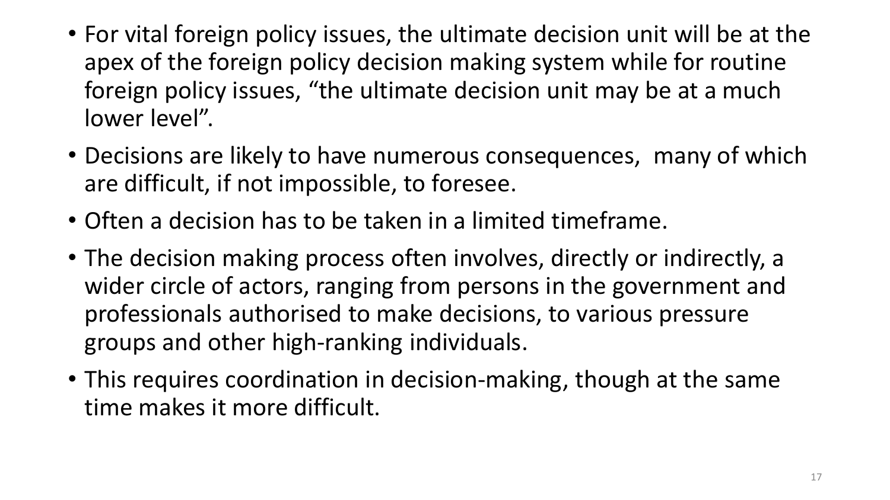- For vital foreign policy issues, the ultimate decision unit will be at the apex of the foreign policy decision making system while for routine foreign policy issues, "the ultimate decision unit may be at a much lower level".
- Decisions are likely to have numerous consequences, many of which are difficult, if not impossible, to foresee.
- Often a decision has to be taken in a limited timeframe.
- The decision making process often involves, directly or indirectly, a wider circle of actors, ranging from persons in the government and professionals authorised to make decisions, to various pressure groups and other high-ranking individuals.
- This requires coordination in decision-making, though at the same time makes it more difficult.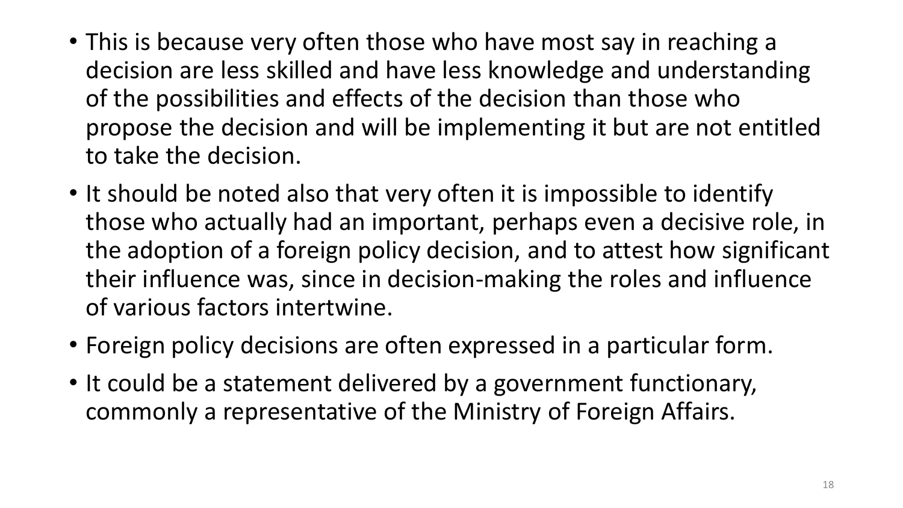- This is because very often those who have most say in reaching a decision are less skilled and have less knowledge and understanding of the possibilities and effects of the decision than those who propose the decision and will be implementing it but are not entitled to take the decision.
- It should be noted also that very often it is impossible to identify those who actually had an important, perhaps even a decisive role, in the adoption of a foreign policy decision, and to attest how significant their influence was, since in decision-making the roles and influence of various factors intertwine.
- Foreign policy decisions are often expressed in a particular form.
- It could be a statement delivered by a government functionary, commonly a representative of the Ministry of Foreign Affairs.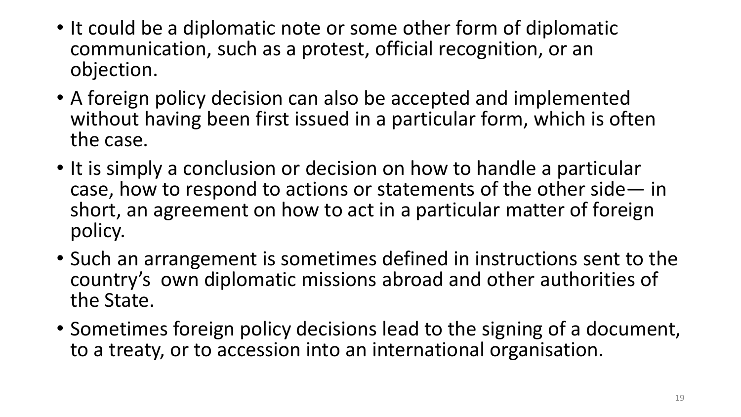- It could be a diplomatic note or some other form of diplomatic communication, such as a protest, official recognition, or an objection.
- A foreign policy decision can also be accepted and implemented without having been first issued in a particular form, which is often the case.
- It is simply a conclusion or decision on how to handle a particular case, how to respond to actions or statements of the other side— in short, an agreement on how to act in a particular matter of foreign policy.
- Such an arrangement is sometimes defined in instructions sent to the country's own diplomatic missions abroad and other authorities of the State.
- Sometimes foreign policy decisions lead to the signing of a document, to a treaty, or to accession into an international organisation.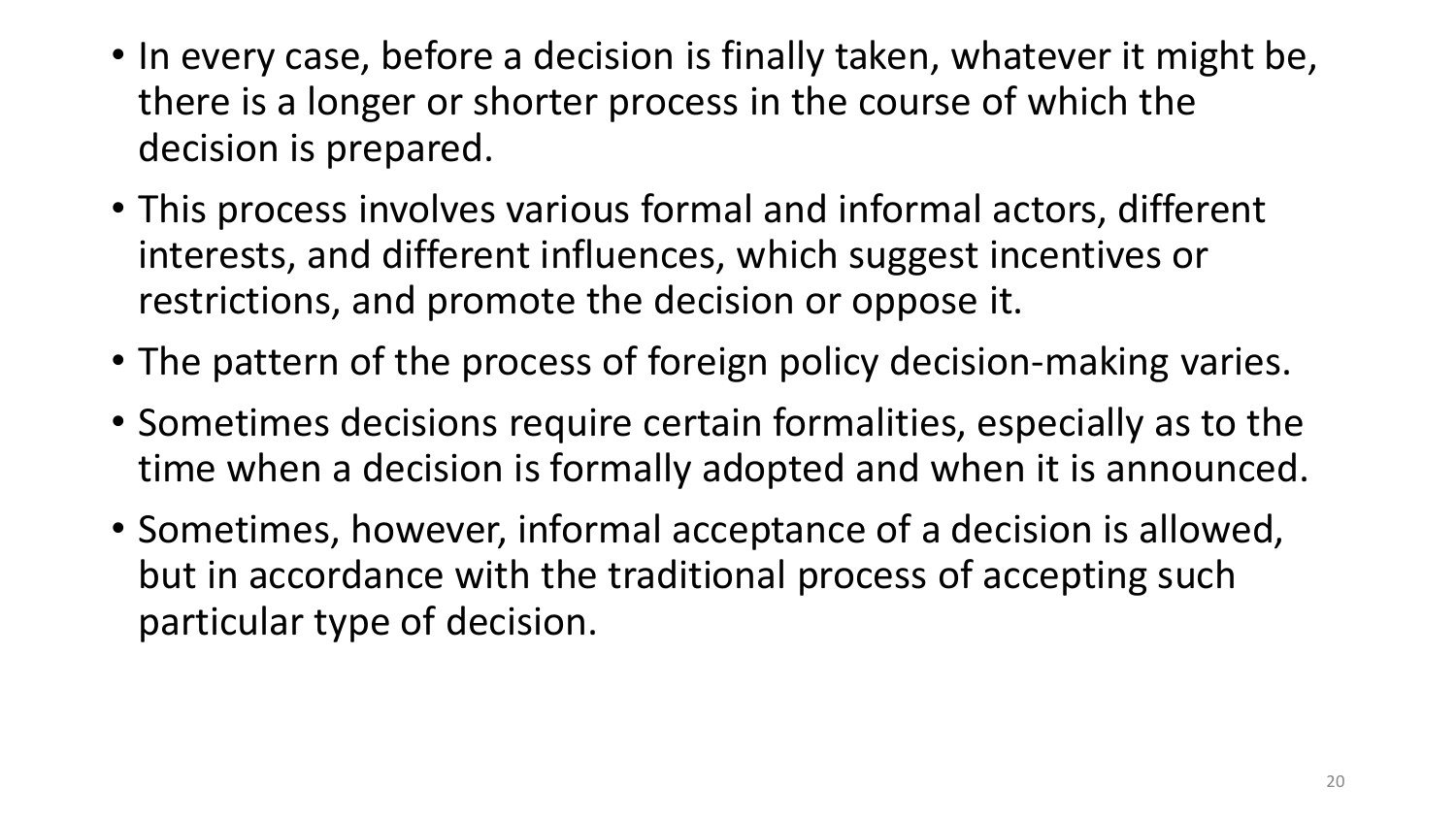- In every case, before a decision is finally taken, whatever it might be, there is a longer or shorter process in the course of which the decision is prepared.
- This process involves various formal and informal actors, different interests, and different influences, which suggest incentives or restrictions, and promote the decision or oppose it.
- The pattern of the process of foreign policy decision-making varies.
- Sometimes decisions require certain formalities, especially as to the time when a decision is formally adopted and when it is announced.
- Sometimes, however, informal acceptance of a decision is allowed, but in accordance with the traditional process of accepting such particular type of decision.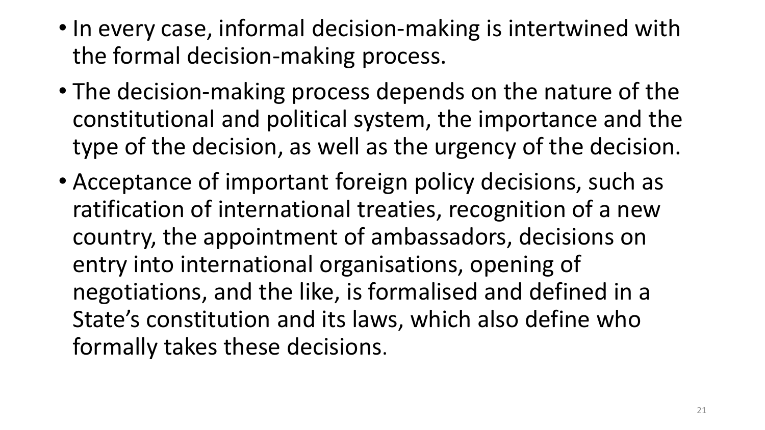- In every case, informal decision-making is intertwined with the formal decision-making process.
- The decision-making process depends on the nature of the constitutional and political system, the importance and the type of the decision, as well as the urgency of the decision.
- Acceptance of important foreign policy decisions, such as ratification of international treaties, recognition of a new country, the appointment of ambassadors, decisions on entry into international organisations, opening of negotiations, and the like, is formalised and defined in a State's constitution and its laws, which also define who formally takes these decisions.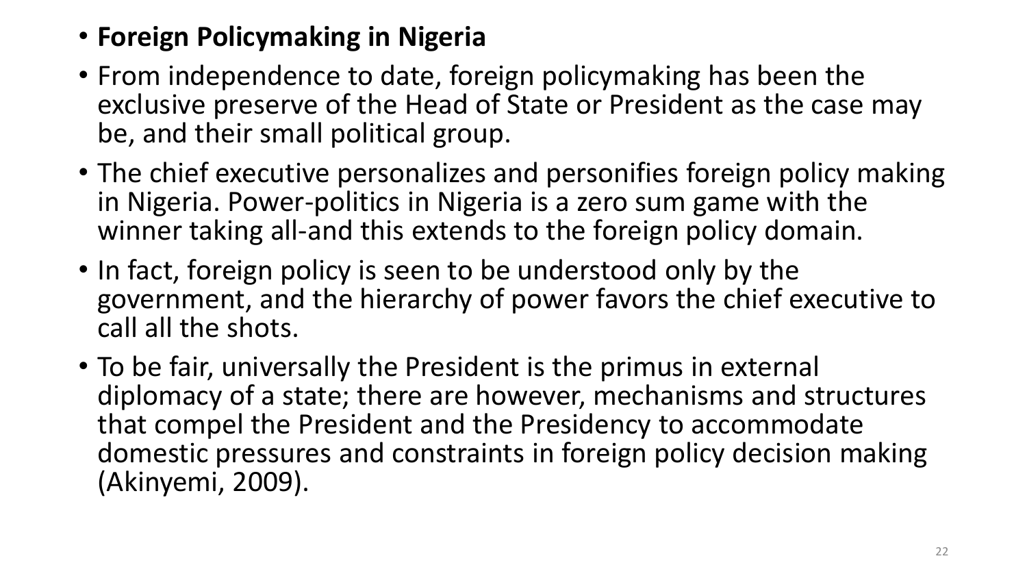- **Foreign Policymaking in Nigeria**
- From independence to date, foreign policymaking has been the exclusive preserve of the Head of State or President as the case may be, and their small political group.
- The chief executive personalizes and personifies foreign policy making in Nigeria. Power-politics in Nigeria is a zero sum game with the winner taking all-and this extends to the foreign policy domain.
- In fact, foreign policy is seen to be understood only by the government, and the hierarchy of power favors the chief executive to call all the shots.
- To be fair, universally the President is the primus in external diplomacy of a state; there are however, mechanisms and structures that compel the President and the Presidency to accommodate domestic pressures and constraints in foreign policy decision making (Akinyemi, 2009).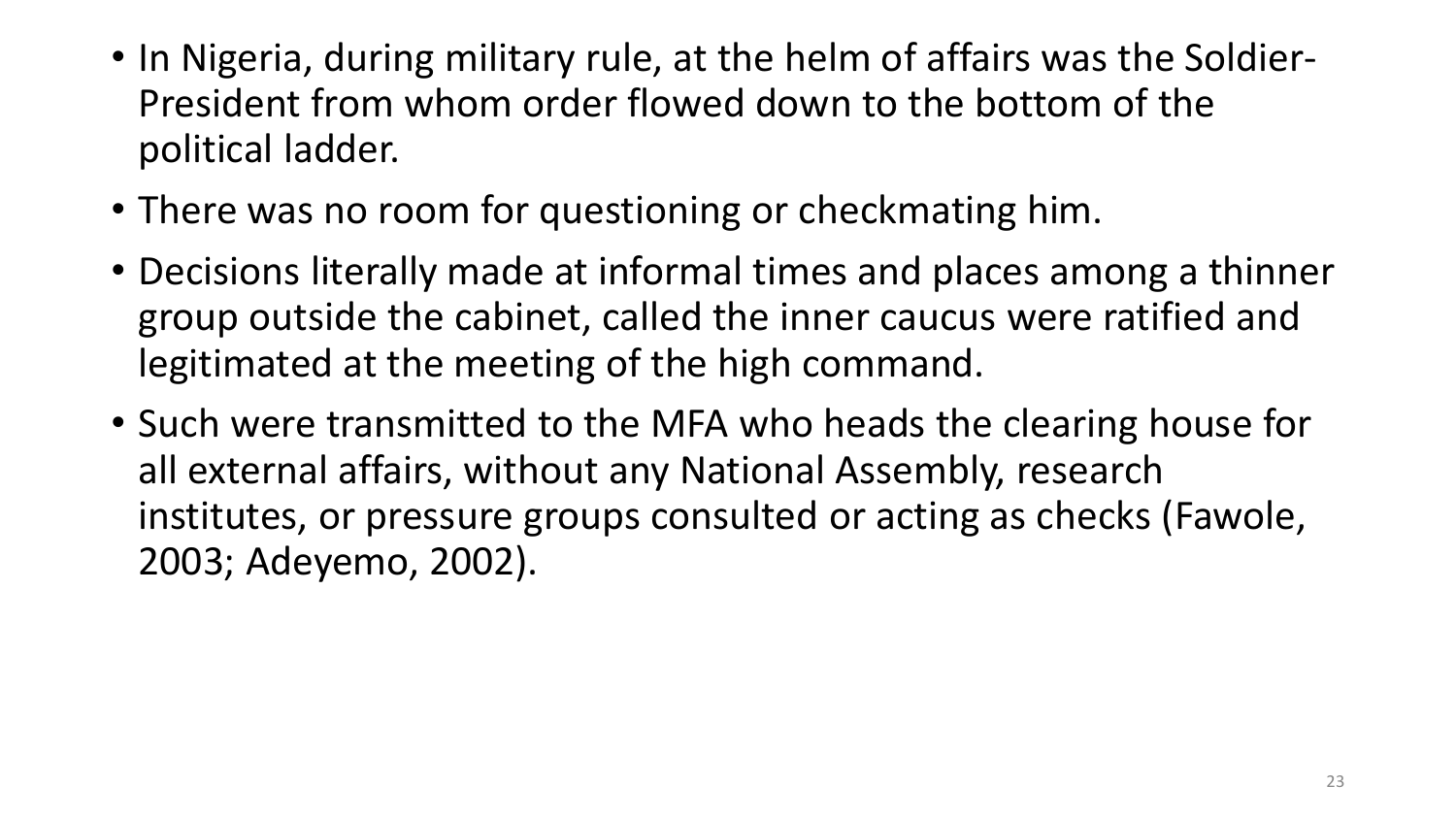- In Nigeria, during military rule, at the helm of affairs was the Soldier-President from whom order flowed down to the bottom of the political ladder.
- There was no room for questioning or checkmating him.
- Decisions literally made at informal times and places among a thinner group outside the cabinet, called the inner caucus were ratified and legitimated at the meeting of the high command.
- Such were transmitted to the MFA who heads the clearing house for all external affairs, without any National Assembly, research institutes, or pressure groups consulted or acting as checks (Fawole, 2003; Adeyemo, 2002).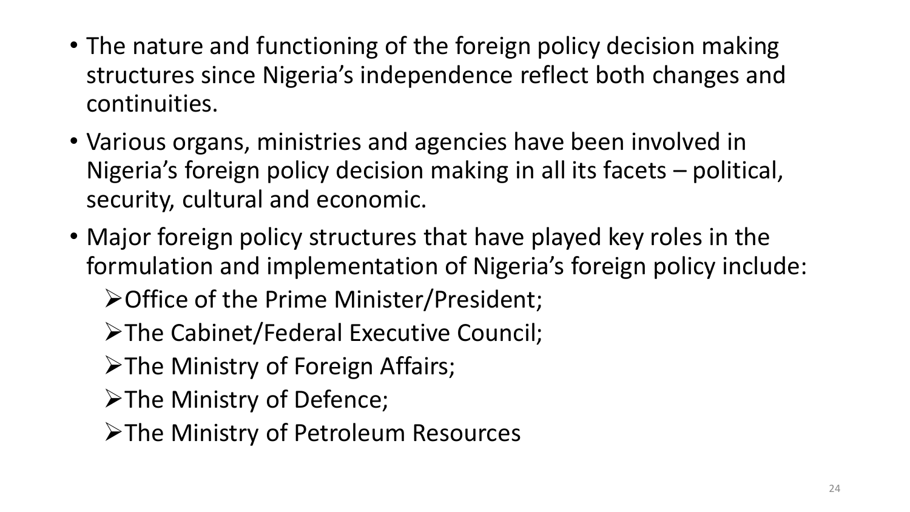- The nature and functioning of the foreign policy decision making structures since Nigeria's independence reflect both changes and continuities.
- Various organs, ministries and agencies have been involved in Nigeria's foreign policy decision making in all its facets – political, security, cultural and economic.
- Major foreign policy structures that have played key roles in the formulation and implementation of Nigeria's foreign policy include:
  - Office of the Prime Minister/President;
  - The Cabinet/Federal Executive Council;
  - The Ministry of Foreign Affairs;
  - The Ministry of Defence;
  - The Ministry of Petroleum Resources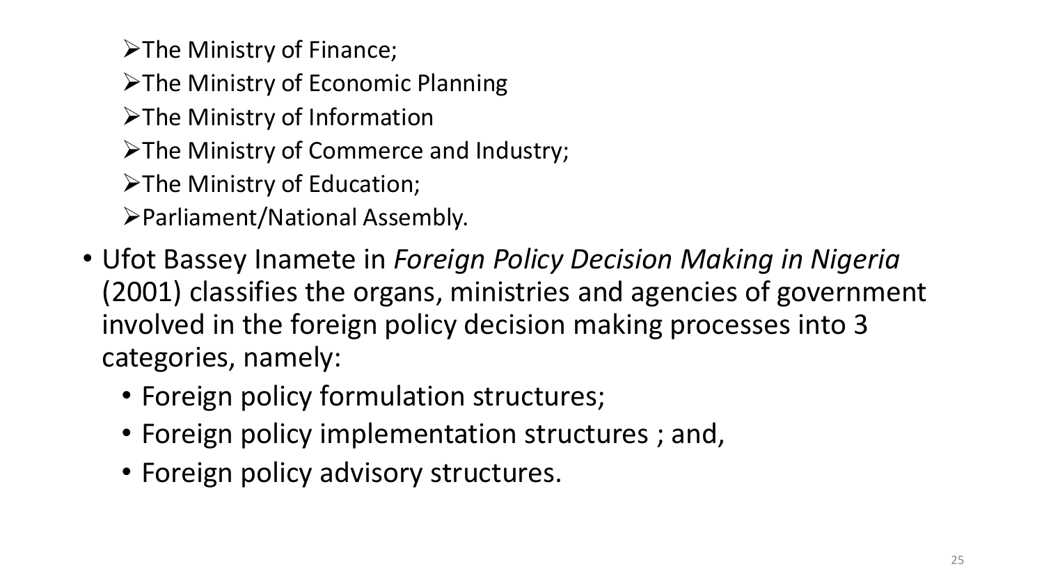- The Ministry of Finance;
- The Ministry of Economic Planning
- The Ministry of Information
- The Ministry of Commerce and Industry;
- The Ministry of Education;
- Parliament/National Assembly.

- Ufot Bassey Inamete in *Foreign Policy Decision Making in Nigeria* (2001) classifies the organs, ministries and agencies of government involved in the foreign policy decision making processes into 3 categories, namely:
  - Foreign policy formulation structures;
  - Foreign policy implementation structures ; and,
  - Foreign policy advisory structures.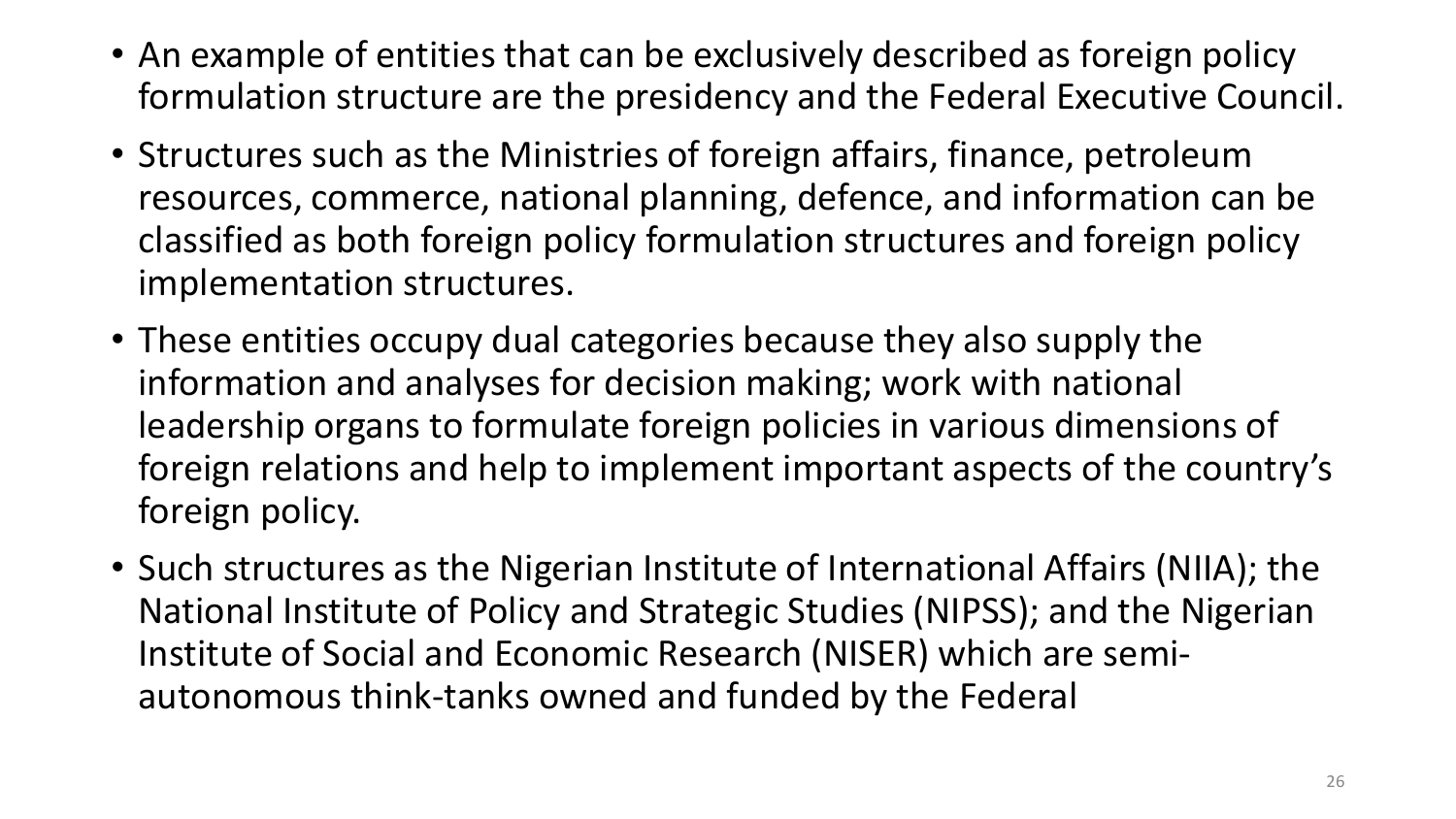- An example of entities that can be exclusively described as foreign policy formulation structure are the presidency and the Federal Executive Council.
- Structures such as the Ministries of foreign affairs, finance, petroleum resources, commerce, national planning, defence, and information can be classified as both foreign policy formulation structures and foreign policy implementation structures.
- These entities occupy dual categories because they also supply the information and analyses for decision making; work with national leadership organs to formulate foreign policies in various dimensions of foreign relations and help to implement important aspects of the country's foreign policy.
- Such structures as the Nigerian Institute of International Affairs (NIIA); the National Institute of Policy and Strategic Studies (NIPSS); and the Nigerian Institute of Social and Economic Research (NISER) which are semi-autonomous think-tanks owned and funded by the Federal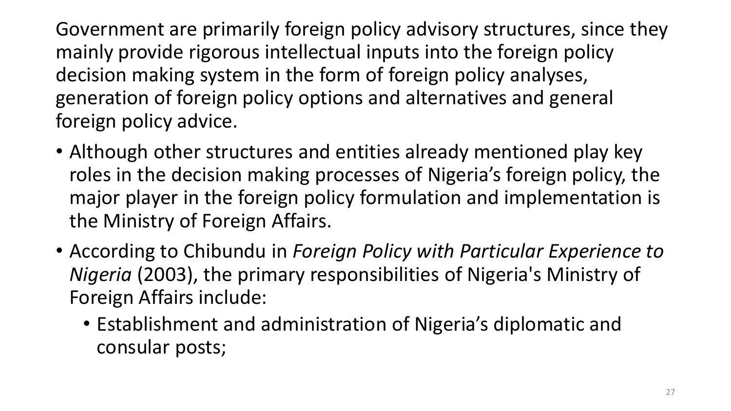Government are primarily foreign policy advisory structures, since they mainly provide rigorous intellectual inputs into the foreign policy decision making system in the form of foreign policy analyses, generation of foreign policy options and alternatives and general foreign policy advice.

- Although other structures and entities already mentioned play key roles in the decision making processes of Nigeria's foreign policy, the major player in the foreign policy formulation and implementation is the Ministry of Foreign Affairs.
- According to Chibundu in *Foreign Policy with Particular Experience to Nigeria* (2003), the primary responsibilities of Nigeria's Ministry of Foreign Affairs include:
  - Establishment and administration of Nigeria's diplomatic and consular posts;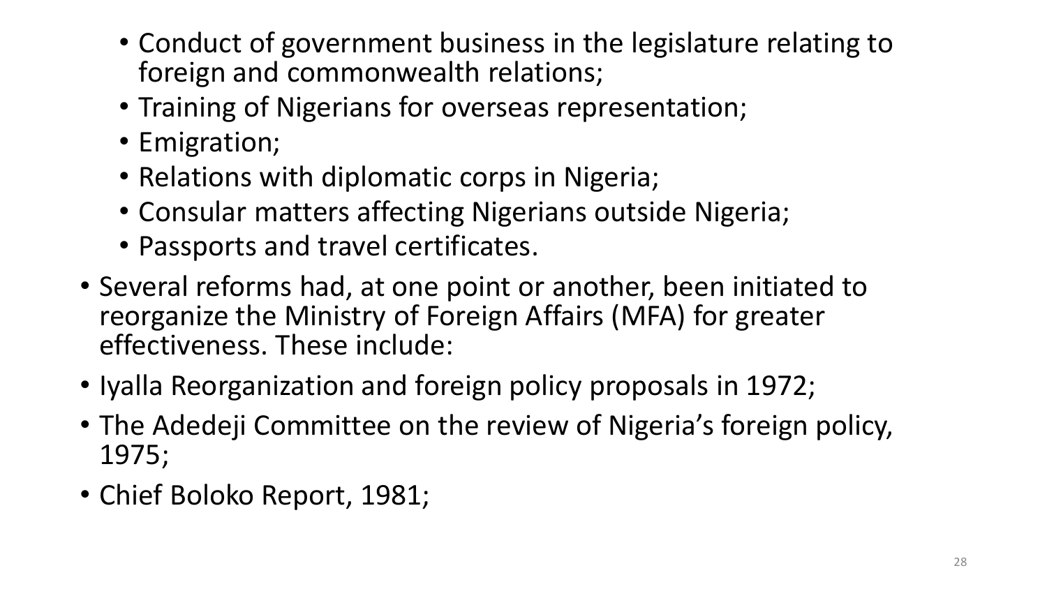- Conduct of government business in the legislature relating to foreign and commonwealth relations;
  - Training of Nigerians for overseas representation;
  - Emigration;
  - Relations with diplomatic corps in Nigeria;
  - Consular matters affecting Nigerians outside Nigeria;
  - Passports and travel certificates.
- Several reforms had, at one point or another, been initiated to reorganize the Ministry of Foreign Affairs (MFA) for greater effectiveness. These include:
- Iyalla Reorganization and foreign policy proposals in 1972;
- The Adedeji Committee on the review of Nigeria's foreign policy, 1975;
- Chief Boloko Report, 1981;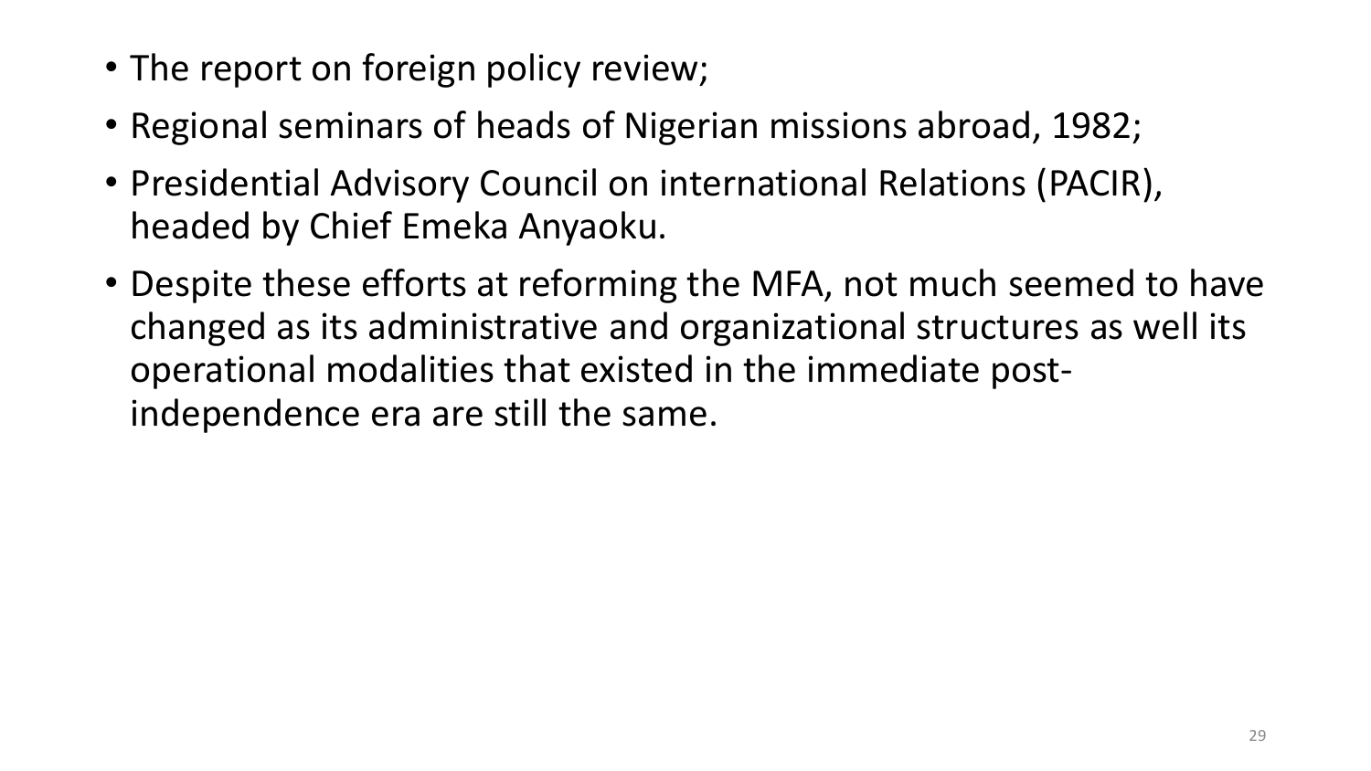- The report on foreign policy review;
- Regional seminars of heads of Nigerian missions abroad, 1982;
- Presidential Advisory Council on international Relations (PACIR), headed by Chief Emeka Anyaoku.
- Despite these efforts at reforming the MFA, not much seemed to have changed as its administrative and organizational structures as well its operational modalities that existed in the immediate post-independence era are still the same.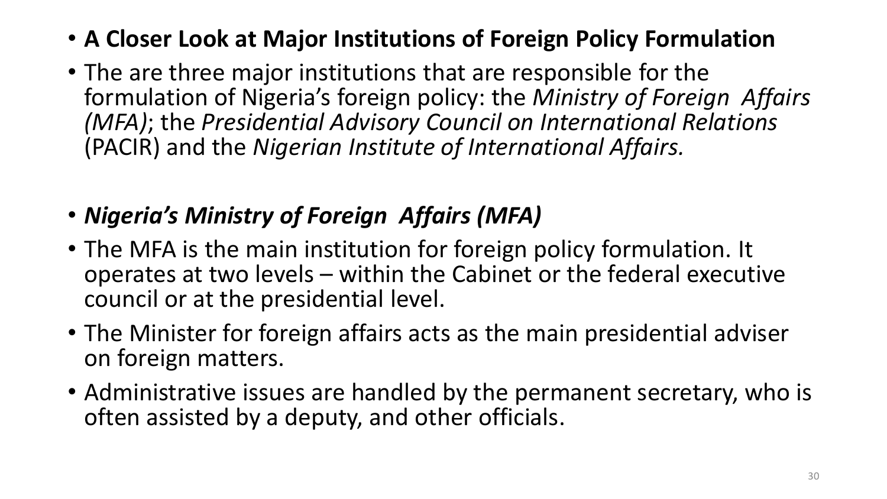- **A Closer Look at Major Institutions of Foreign Policy Formulation**
- The are three major institutions that are responsible for the formulation of Nigeria's foreign policy: the *Ministry of Foreign Affairs (MFA)*; the *Presidential Advisory Council on International Relations* (PACIR) and the *Nigerian Institute of International Affairs.*

- ***Nigeria's Ministry of Foreign Affairs (MFA)***
- The MFA is the main institution for foreign policy formulation. It operates at two levels – within the Cabinet or the federal executive council or at the presidential level.
- The Minister for foreign affairs acts as the main presidential adviser on foreign matters.
- Administrative issues are handled by the permanent secretary, who is often assisted by a deputy, and other officials.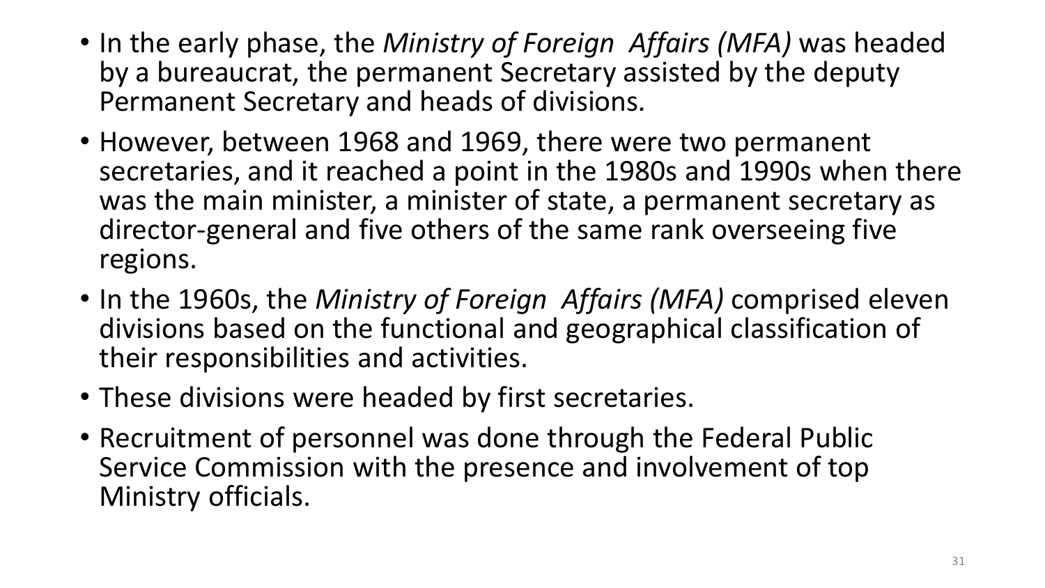- In the early phase, the *Ministry of Foreign Affairs (MFA)* was headed by a bureaucrat, the permanent Secretary assisted by the deputy Permanent Secretary and heads of divisions.
- However, between 1968 and 1969, there were two permanent secretaries, and it reached a point in the 1980s and 1990s when there was the main minister, a minister of state, a permanent secretary as director-general and five others of the same rank overseeing five regions.
- In the 1960s, the *Ministry of Foreign Affairs (MFA)* comprised eleven divisions based on the functional and geographical classification of their responsibilities and activities.
- These divisions were headed by first secretaries.
- Recruitment of personnel was done through the Federal Public Service Commission with the presence and involvement of top Ministry officials.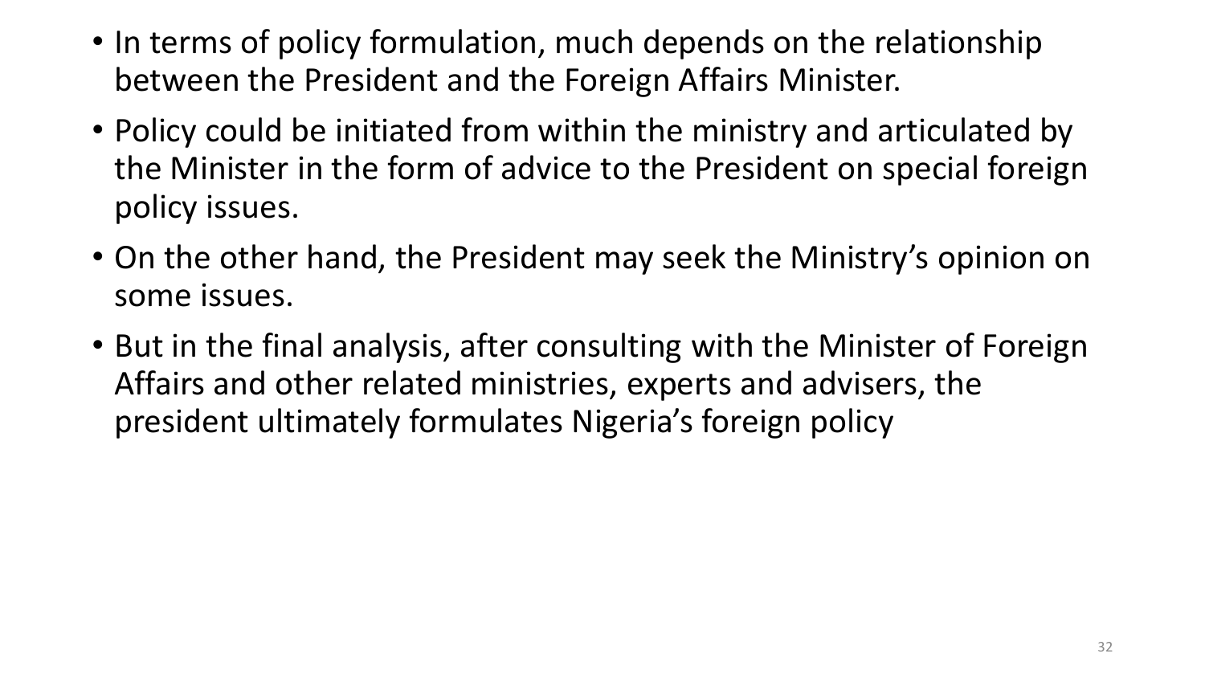- In terms of policy formulation, much depends on the relationship between the President and the Foreign Affairs Minister.
- Policy could be initiated from within the ministry and articulated by the Minister in the form of advice to the President on special foreign policy issues.
- On the other hand, the President may seek the Ministry's opinion on some issues.
- But in the final analysis, after consulting with the Minister of Foreign Affairs and other related ministries, experts and advisers, the president ultimately formulates Nigeria's foreign policy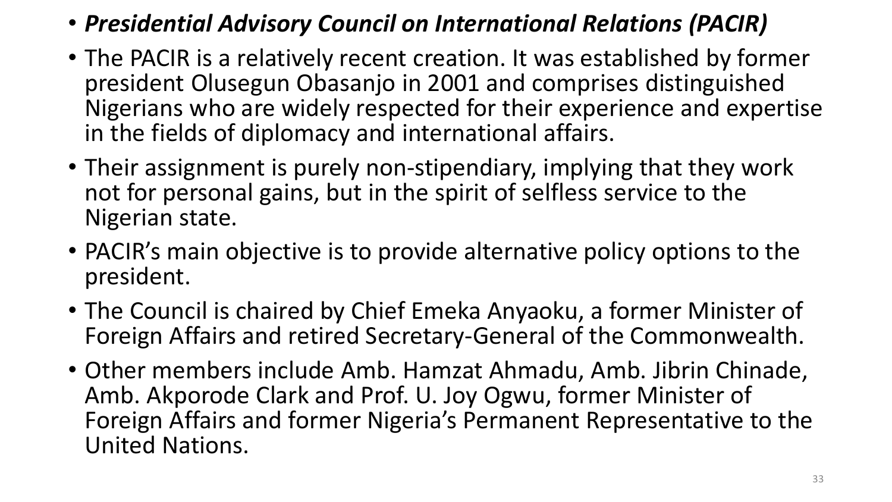- ***Presidential Advisory Council on International Relations (PACIR)***
- The PACIR is a relatively recent creation. It was established by former president Olusegun Obasanjo in 2001 and comprises distinguished Nigerians who are widely respected for their experience and expertise in the fields of diplomacy and international affairs.
- Their assignment is purely non-stipendiary, implying that they work not for personal gains, but in the spirit of selfless service to the Nigerian state.
- PACIR's main objective is to provide alternative policy options to the president.
- The Council is chaired by Chief Emeka Anyaoku, a former Minister of Foreign Affairs and retired Secretary-General of the Commonwealth.
- Other members include Amb. Hamzat Ahmadu, Amb. Jibrin Chinade, Amb. Akporode Clark and Prof. U. Joy Ogwu, former Minister of Foreign Affairs and former Nigeria's Permanent Representative to the United Nations.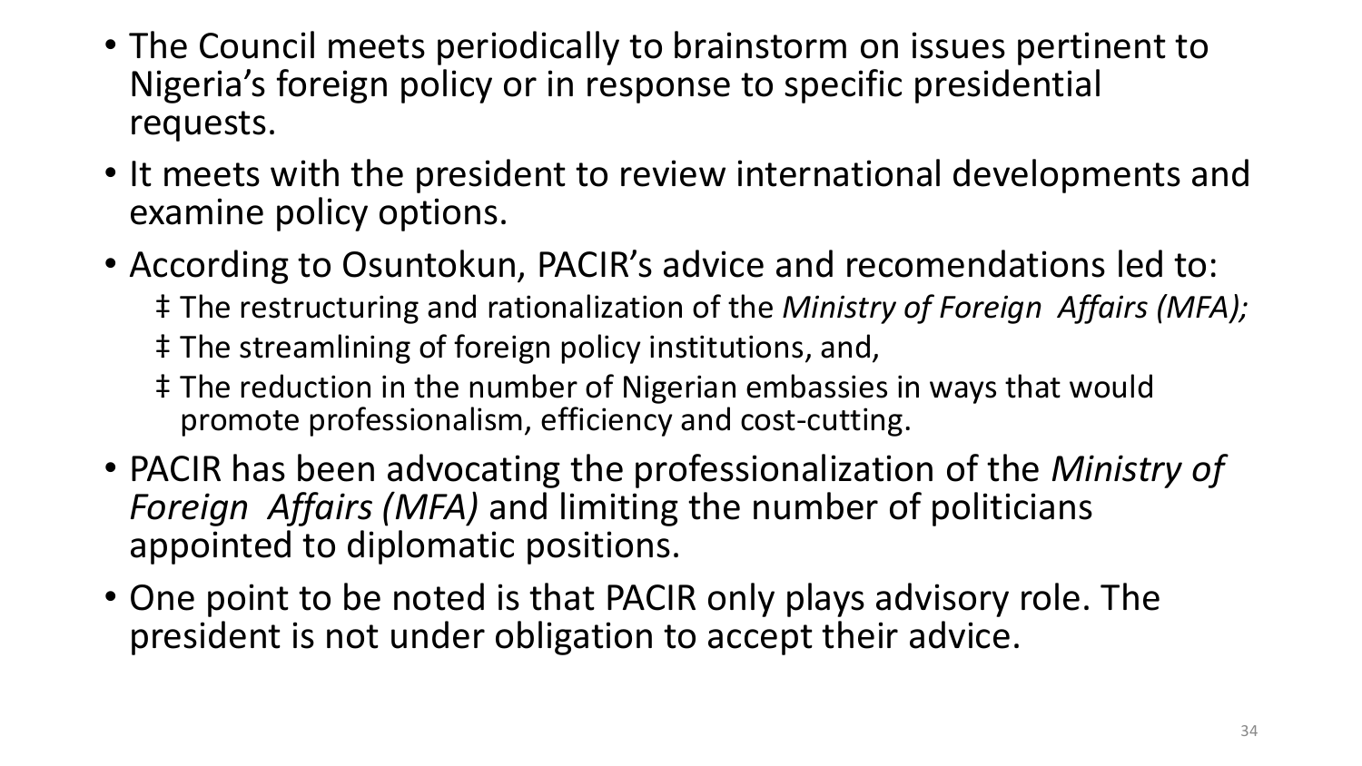- The Council meets periodically to brainstorm on issues pertinent to Nigeria's foreign policy or in response to specific presidential requests.
- It meets with the president to review international developments and examine policy options.
- According to Osuntokun, PACIR's advice and recomendations led to:
  - ‡ The restructuring and rationalization of the *Ministry of Foreign Affairs (MFA);*
  - ‡ The streamlining of foreign policy institutions, and,
  - ‡ The reduction in the number of Nigerian embassies in ways that would promote professionalism, efficiency and cost-cutting.
- PACIR has been advocating the professionalization of the *Ministry of Foreign Affairs (MFA)* and limiting the number of politicians appointed to diplomatic positions.
- One point to be noted is that PACIR only plays advisory role. The president is not under obligation to accept their advice.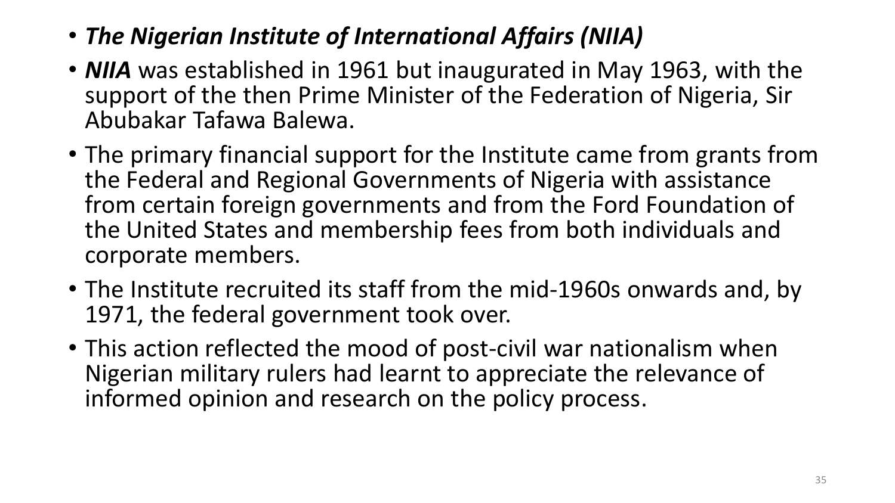- ***The Nigerian Institute of International Affairs (NIIA)***
- ***NIIA*** was established in 1961 but inaugurated in May 1963, with the support of the then Prime Minister of the Federation of Nigeria, Sir Abubakar Tafawa Balewa.
- The primary financial support for the Institute came from grants from the Federal and Regional Governments of Nigeria with assistance from certain foreign governments and from the Ford Foundation of the United States and membership fees from both individuals and corporate members.
- The Institute recruited its staff from the mid-1960s onwards and, by 1971, the federal government took over.
- This action reflected the mood of post-civil war nationalism when Nigerian military rulers had learnt to appreciate the relevance of informed opinion and research on the policy process.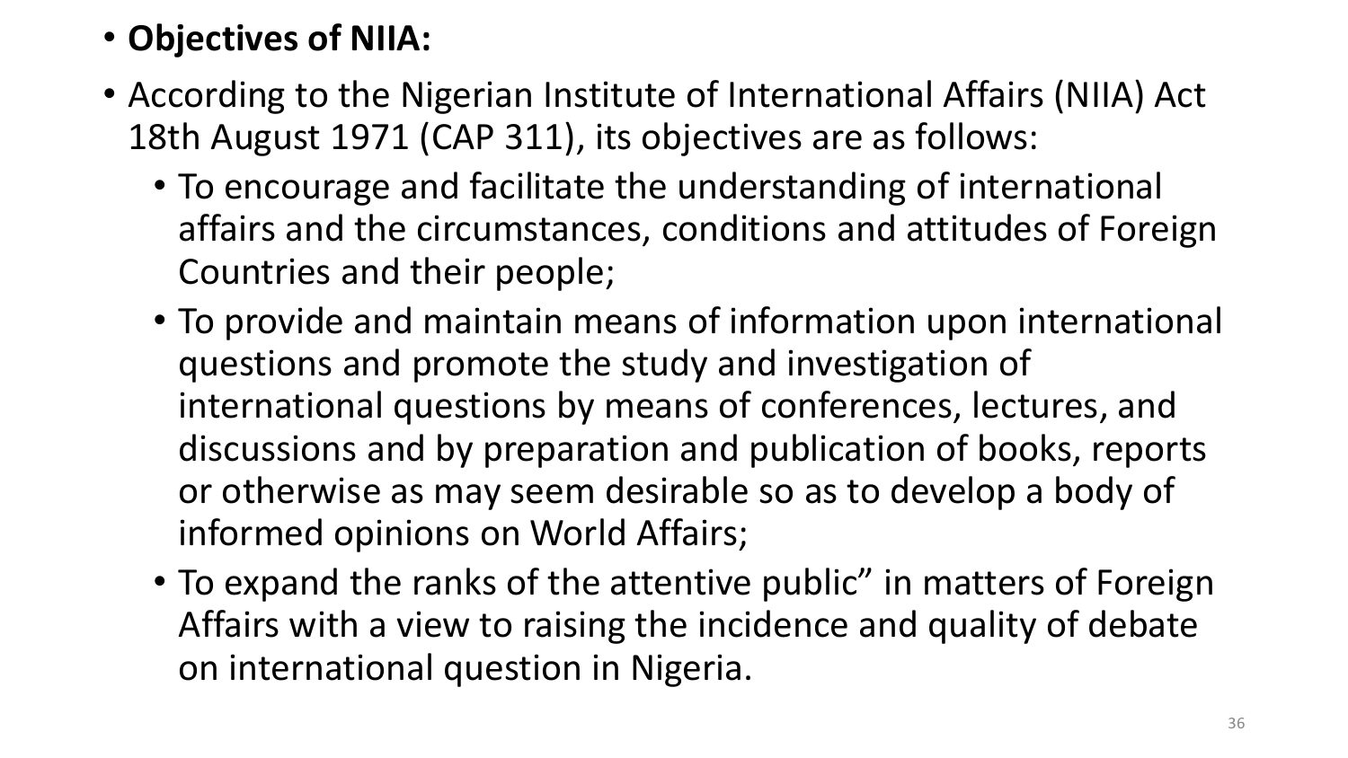- **Objectives of NIIA:**
- According to the Nigerian Institute of International Affairs (NIIA) Act 18th August 1971 (CAP 311), its objectives are as follows:
  - To encourage and facilitate the understanding of international affairs and the circumstances, conditions and attitudes of Foreign Countries and their people;
  - To provide and maintain means of information upon international questions and promote the study and investigation of international questions by means of conferences, lectures, and discussions and by preparation and publication of books, reports or otherwise as may seem desirable so as to develop a body of informed opinions on World Affairs;
  - To expand the ranks of the attentive public" in matters of Foreign Affairs with a view to raising the incidence and quality of debate on international question in Nigeria.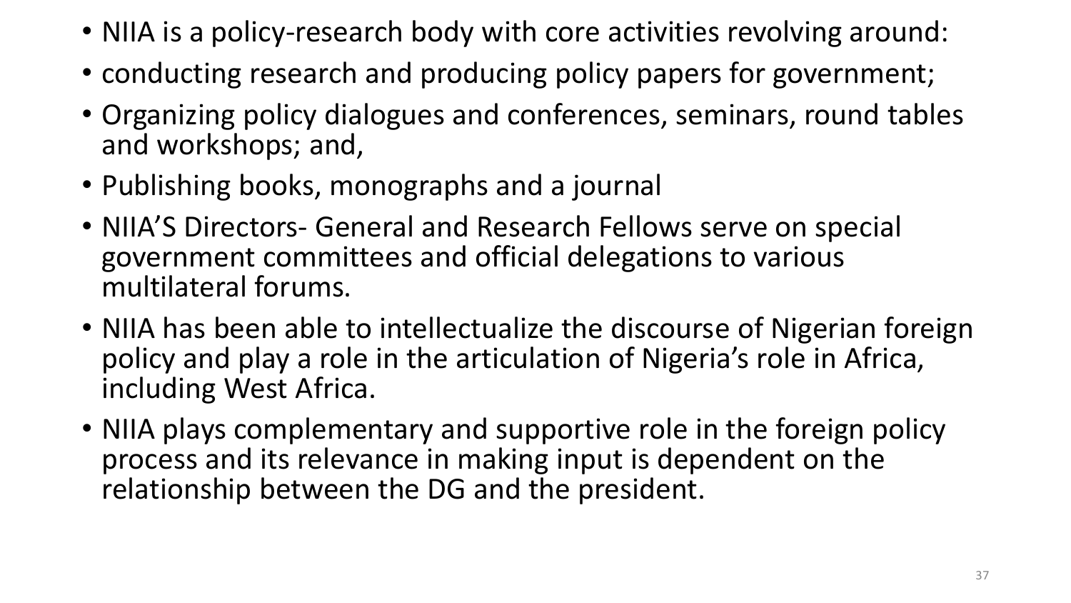- NIIA is a policy-research body with core activities revolving around:
- conducting research and producing policy papers for government;
- Organizing policy dialogues and conferences, seminars, round tables and workshops; and,
- Publishing books, monographs and a journal
- NIIA'S Directors- General and Research Fellows serve on special government committees and official delegations to various multilateral forums.
- NIIA has been able to intellectualize the discourse of Nigerian foreign policy and play a role in the articulation of Nigeria's role in Africa, including West Africa.
- NIIA plays complementary and supportive role in the foreign policy process and its relevance in making input is dependent on the relationship between the DG and the president.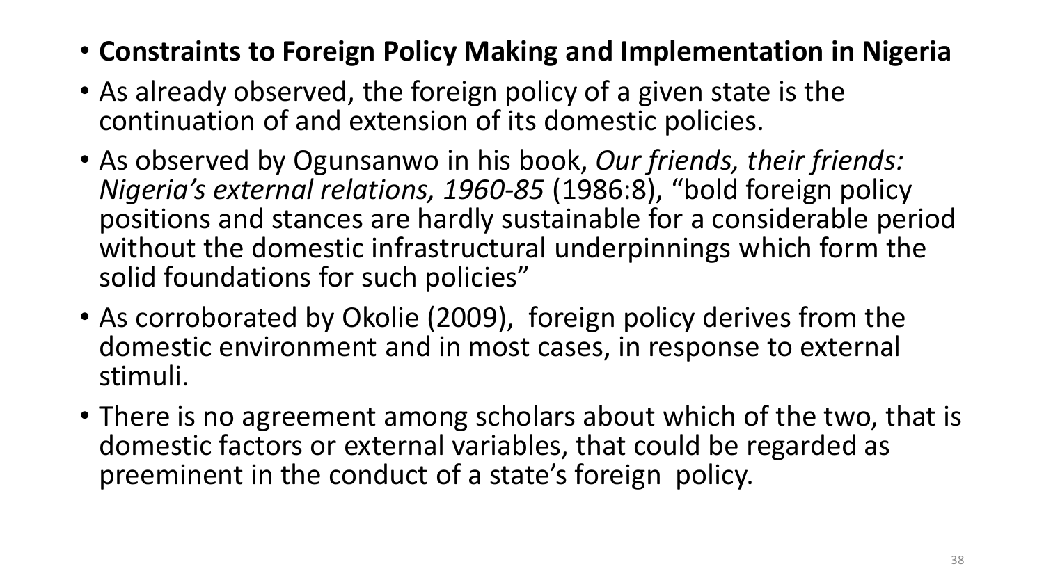- **Constraints to Foreign Policy Making and Implementation in Nigeria**
- As already observed, the foreign policy of a given state is the continuation of and extension of its domestic policies.
- As observed by Ogunsanwo in his book, *Our friends, their friends: Nigeria's external relations, 1960-85* (1986:8), "bold foreign policy positions and stances are hardly sustainable for a considerable period without the domestic infrastructural underpinnings which form the solid foundations for such policies"
- As corroborated by Okolie (2009), foreign policy derives from the domestic environment and in most cases, in response to external stimuli.
- There is no agreement among scholars about which of the two, that is domestic factors or external variables, that could be regarded as preeminent in the conduct of a state's foreign policy.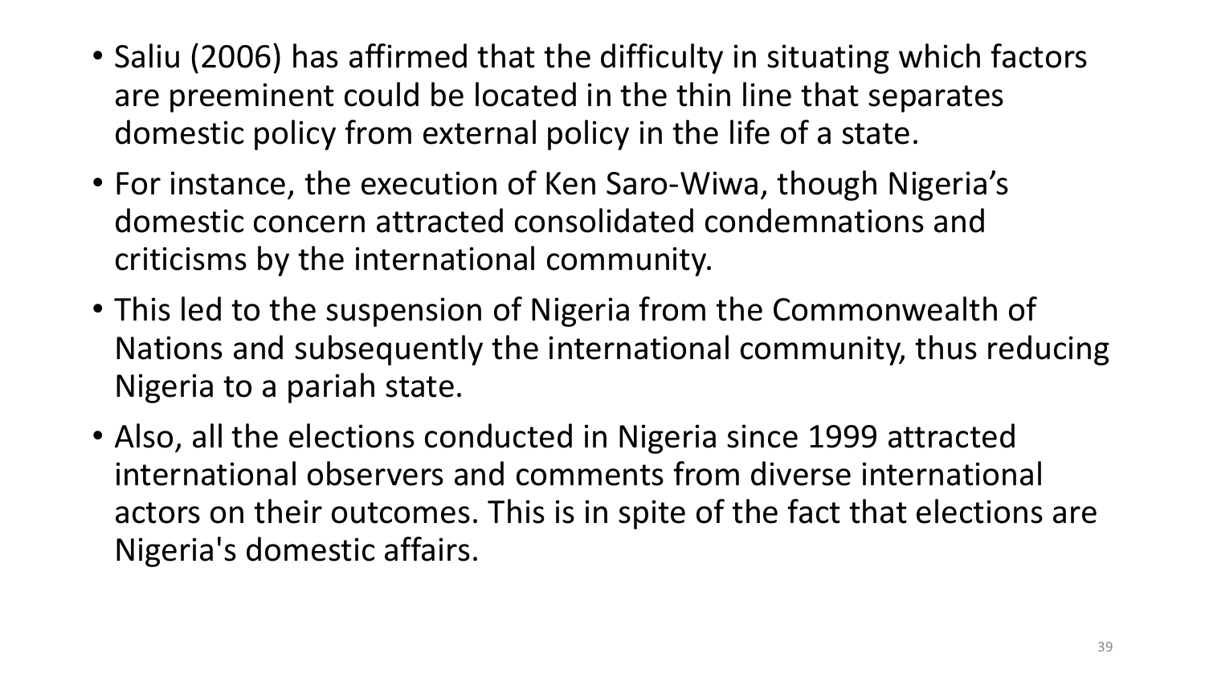- Saliu (2006) has affirmed that the difficulty in situating which factors are preeminent could be located in the thin line that separates domestic policy from external policy in the life of a state.
- For instance, the execution of Ken Saro-Wiwa, though Nigeria's domestic concern attracted consolidated condemnations and criticisms by the international community.
- This led to the suspension of Nigeria from the Commonwealth of Nations and subsequently the international community, thus reducing Nigeria to a pariah state.
- Also, all the elections conducted in Nigeria since 1999 attracted international observers and comments from diverse international actors on their outcomes. This is in spite of the fact that elections are Nigeria's domestic affairs.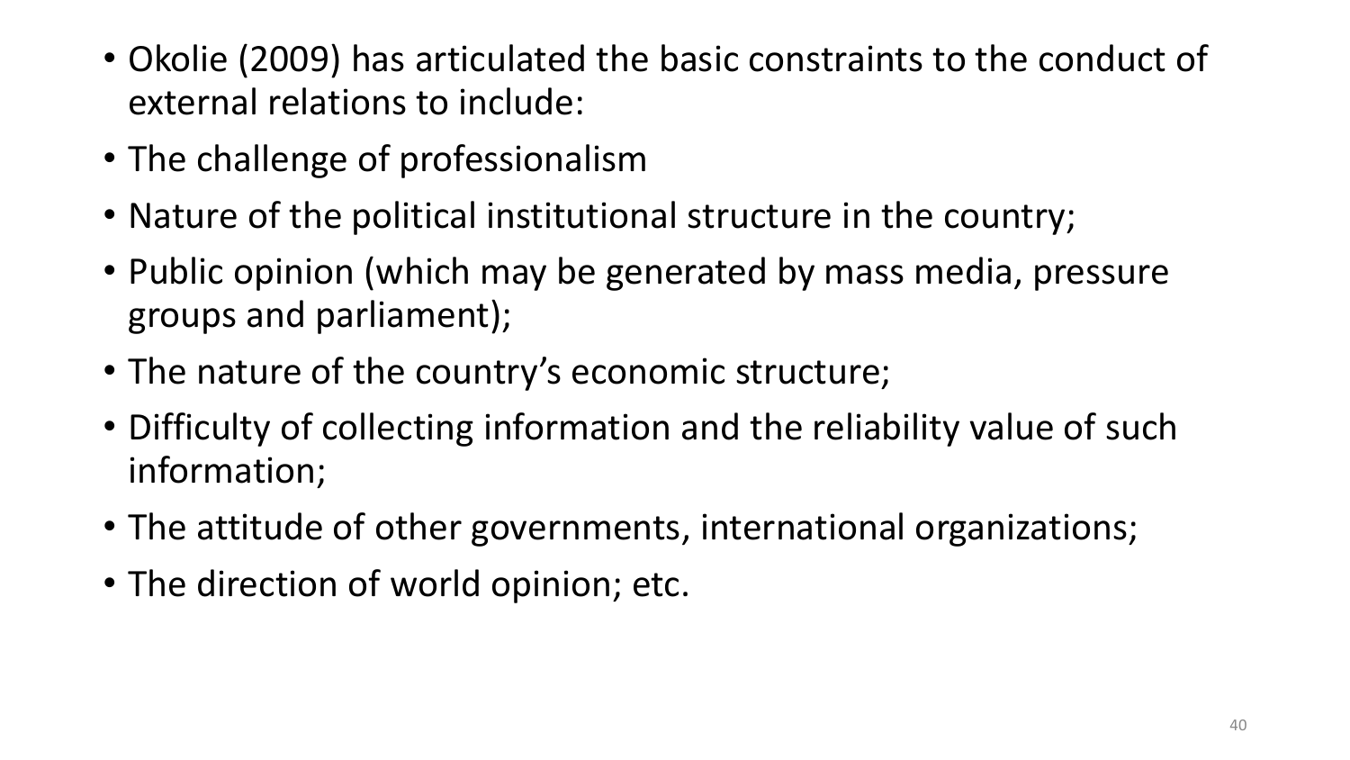- Okolie (2009) has articulated the basic constraints to the conduct of external relations to include:
- The challenge of professionalism
- Nature of the political institutional structure in the country;
- Public opinion (which may be generated by mass media, pressure groups and parliament);
- The nature of the country's economic structure;
- Difficulty of collecting information and the reliability value of such information;
- The attitude of other governments, international organizations;
- The direction of world opinion; etc.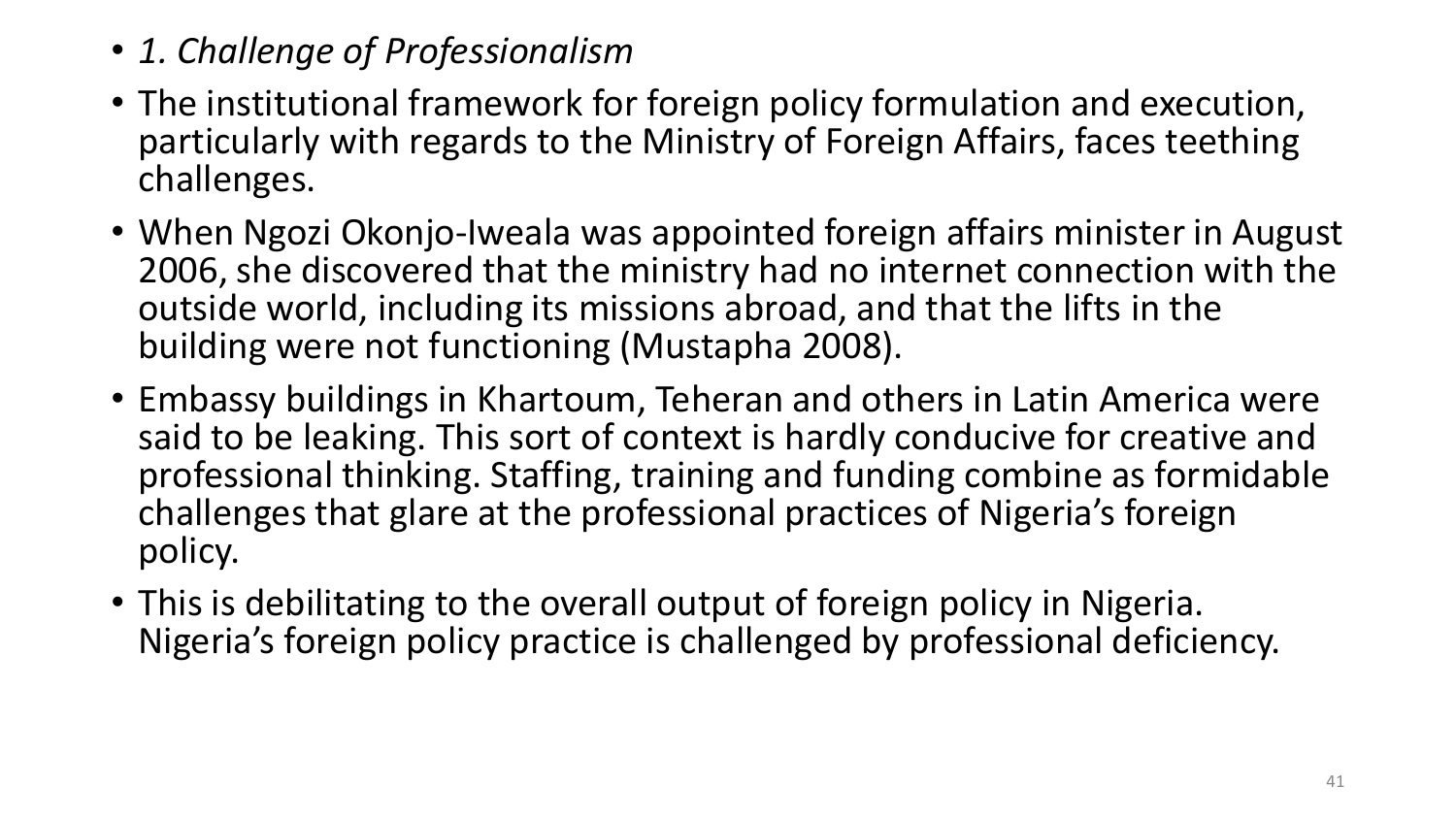- *1. Challenge of Professionalism*
- The institutional framework for foreign policy formulation and execution, particularly with regards to the Ministry of Foreign Affairs, faces teething challenges.
- When Ngozi Okonjo-Iweala was appointed foreign affairs minister in August 2006, she discovered that the ministry had no internet connection with the outside world, including its missions abroad, and that the lifts in the building were not functioning (Mustapha 2008).
- Embassy buildings in Khartoum, Teheran and others in Latin America were said to be leaking. This sort of context is hardly conducive for creative and professional thinking. Staffing, training and funding combine as formidable challenges that glare at the professional practices of Nigeria's foreign policy.
- This is debilitating to the overall output of foreign policy in Nigeria. Nigeria's foreign policy practice is challenged by professional deficiency.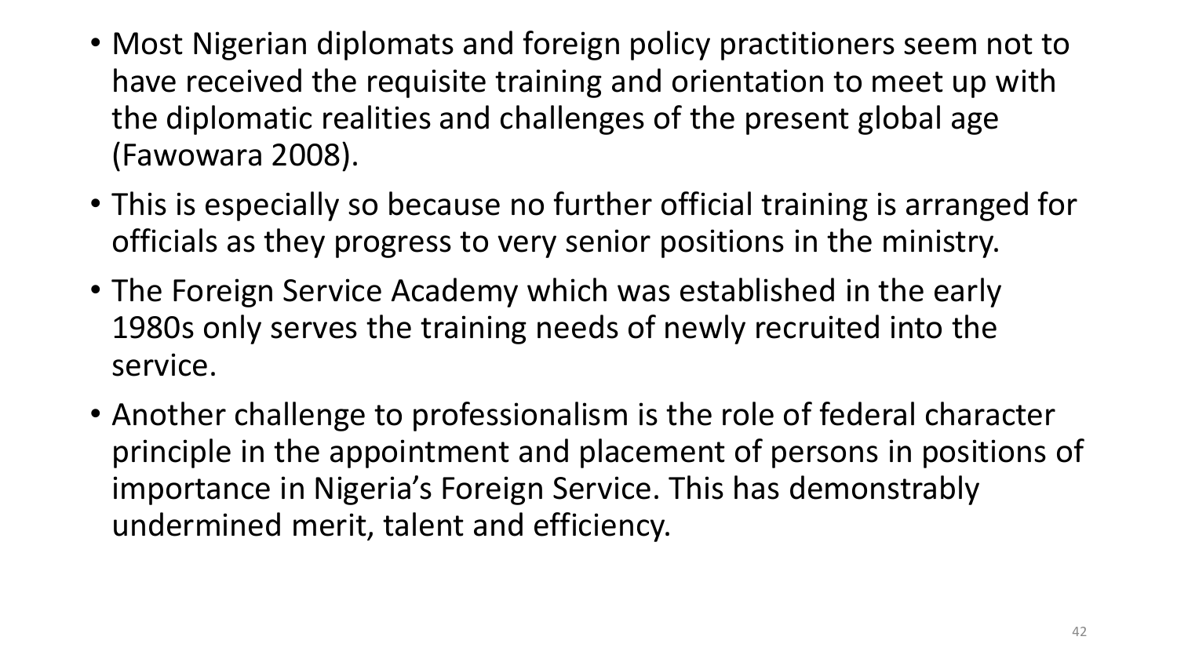- Most Nigerian diplomats and foreign policy practitioners seem not to have received the requisite training and orientation to meet up with the diplomatic realities and challenges of the present global age (Fawowara 2008).
- This is especially so because no further official training is arranged for officials as they progress to very senior positions in the ministry.
- The Foreign Service Academy which was established in the early 1980s only serves the training needs of newly recruited into the service.
- Another challenge to professionalism is the role of federal character principle in the appointment and placement of persons in positions of importance in Nigeria's Foreign Service. This has demonstrably undermined merit, talent and efficiency.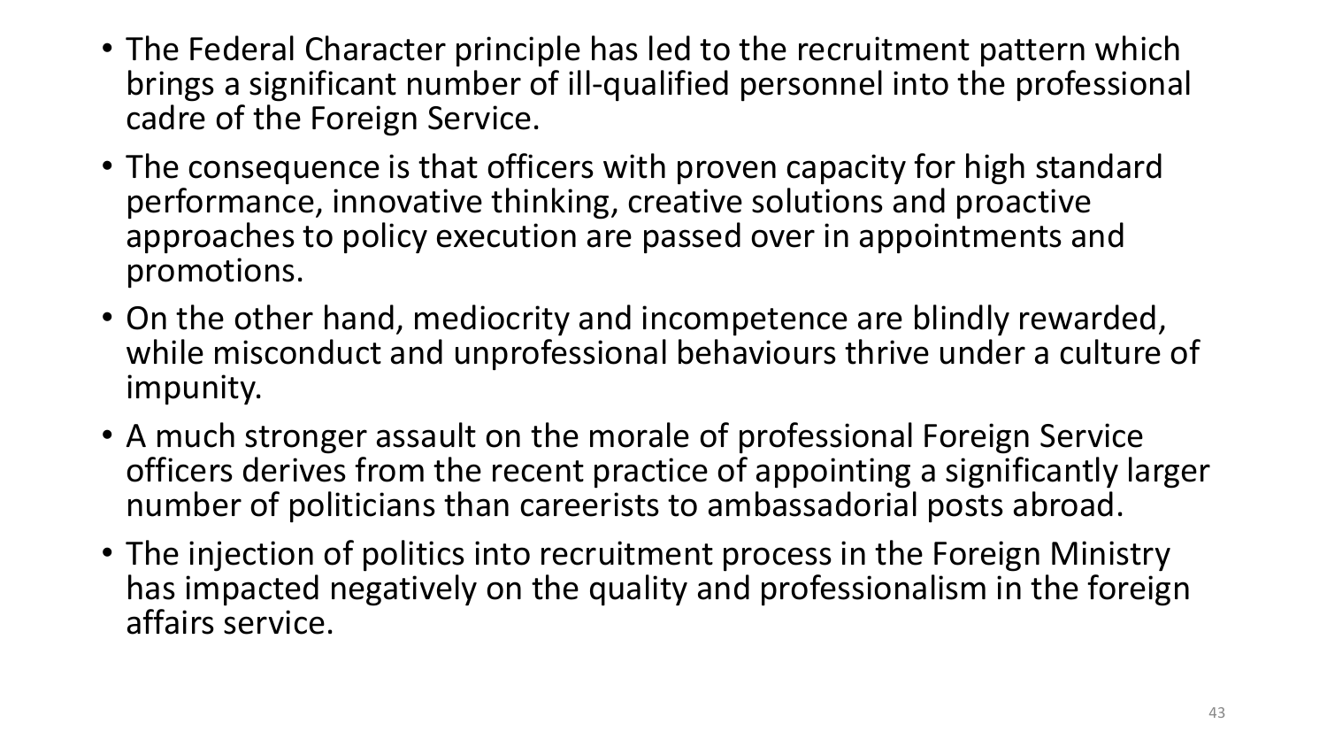- The Federal Character principle has led to the recruitment pattern which brings a significant number of ill-qualified personnel into the professional cadre of the Foreign Service.
- The consequence is that officers with proven capacity for high standard performance, innovative thinking, creative solutions and proactive approaches to policy execution are passed over in appointments and promotions.
- On the other hand, mediocrity and incompetence are blindly rewarded, while misconduct and unprofessional behaviours thrive under a culture of impunity.
- A much stronger assault on the morale of professional Foreign Service officers derives from the recent practice of appointing a significantly larger number of politicians than careerists to ambassadorial posts abroad.
- The injection of politics into recruitment process in the Foreign Ministry has impacted negatively on the quality and professionalism in the foreign affairs service.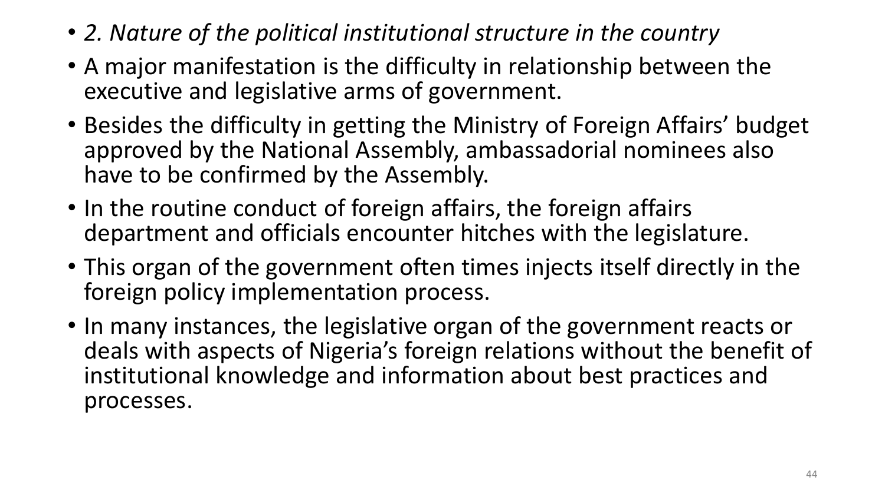- *2. Nature of the political institutional structure in the country*
- A major manifestation is the difficulty in relationship between the executive and legislative arms of government.
- Besides the difficulty in getting the Ministry of Foreign Affairs' budget approved by the National Assembly, ambassadorial nominees also have to be confirmed by the Assembly.
- In the routine conduct of foreign affairs, the foreign affairs department and officials encounter hitches with the legislature.
- This organ of the government often times injects itself directly in the foreign policy implementation process.
- In many instances, the legislative organ of the government reacts or deals with aspects of Nigeria's foreign relations without the benefit of institutional knowledge and information about best practices and processes.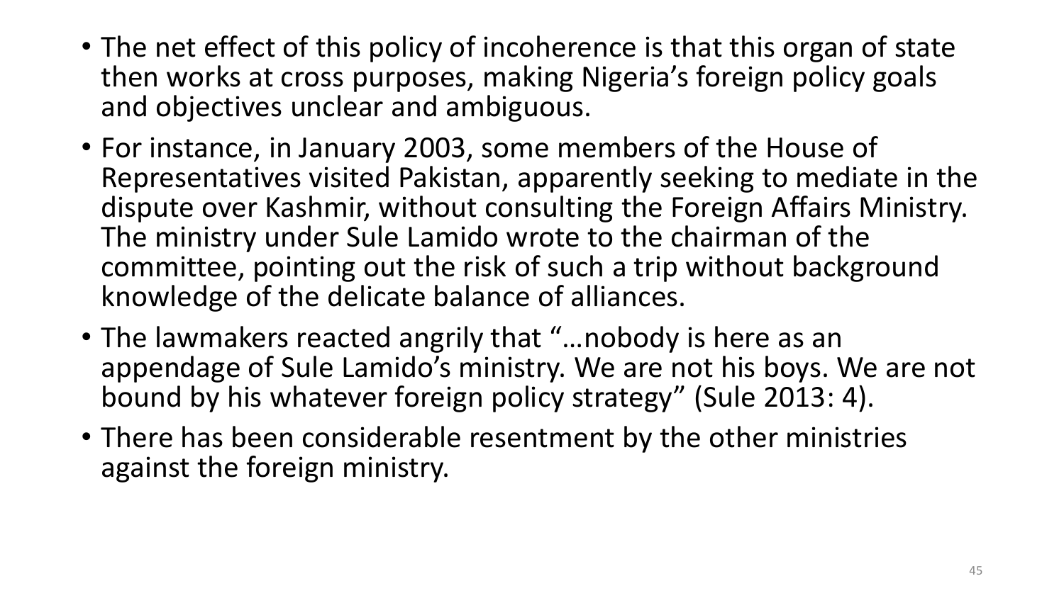- The net effect of this policy of incoherence is that this organ of state then works at cross purposes, making Nigeria's foreign policy goals and objectives unclear and ambiguous.
- For instance, in January 2003, some members of the House of Representatives visited Pakistan, apparently seeking to mediate in the dispute over Kashmir, without consulting the Foreign Affairs Ministry. The ministry under Sule Lamido wrote to the chairman of the committee, pointing out the risk of such a trip without background knowledge of the delicate balance of alliances.
- The lawmakers reacted angrily that "…nobody is here as an appendage of Sule Lamido's ministry. We are not his boys. We are not bound by his whatever foreign policy strategy" (Sule 2013: 4).
- There has been considerable resentment by the other ministries against the foreign ministry.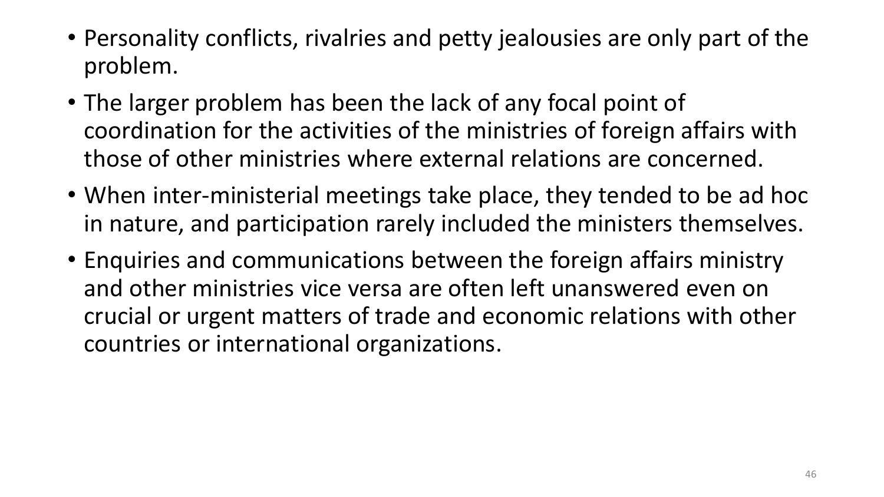- Personality conflicts, rivalries and petty jealousies are only part of the problem.
- The larger problem has been the lack of any focal point of coordination for the activities of the ministries of foreign affairs with those of other ministries where external relations are concerned.
- When inter-ministerial meetings take place, they tended to be ad hoc in nature, and participation rarely included the ministers themselves.
- Enquiries and communications between the foreign affairs ministry and other ministries vice versa are often left unanswered even on crucial or urgent matters of trade and economic relations with other countries or international organizations.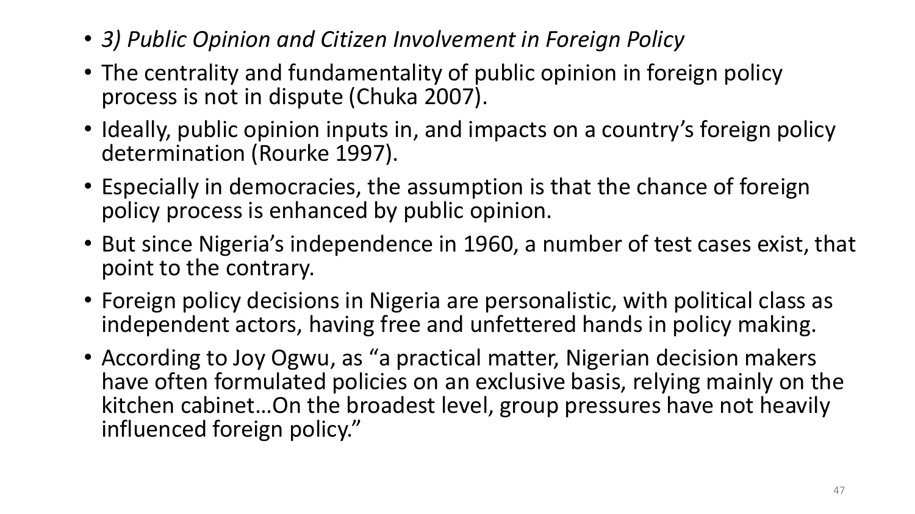- *3) Public Opinion and Citizen Involvement in Foreign Policy*
- The centrality and fundamentality of public opinion in foreign policy process is not in dispute (Chuka 2007).
- Ideally, public opinion inputs in, and impacts on a country's foreign policy determination (Rourke 1997).
- Especially in democracies, the assumption is that the chance of foreign policy process is enhanced by public opinion.
- But since Nigeria's independence in 1960, a number of test cases exist, that point to the contrary.
- Foreign policy decisions in Nigeria are personalistic, with political class as independent actors, having free and unfettered hands in policy making.
- According to Joy Ogwu, as "a practical matter, Nigerian decision makers have often formulated policies on an exclusive basis, relying mainly on the kitchen cabinet…On the broadest level, group pressures have not heavily influenced foreign policy."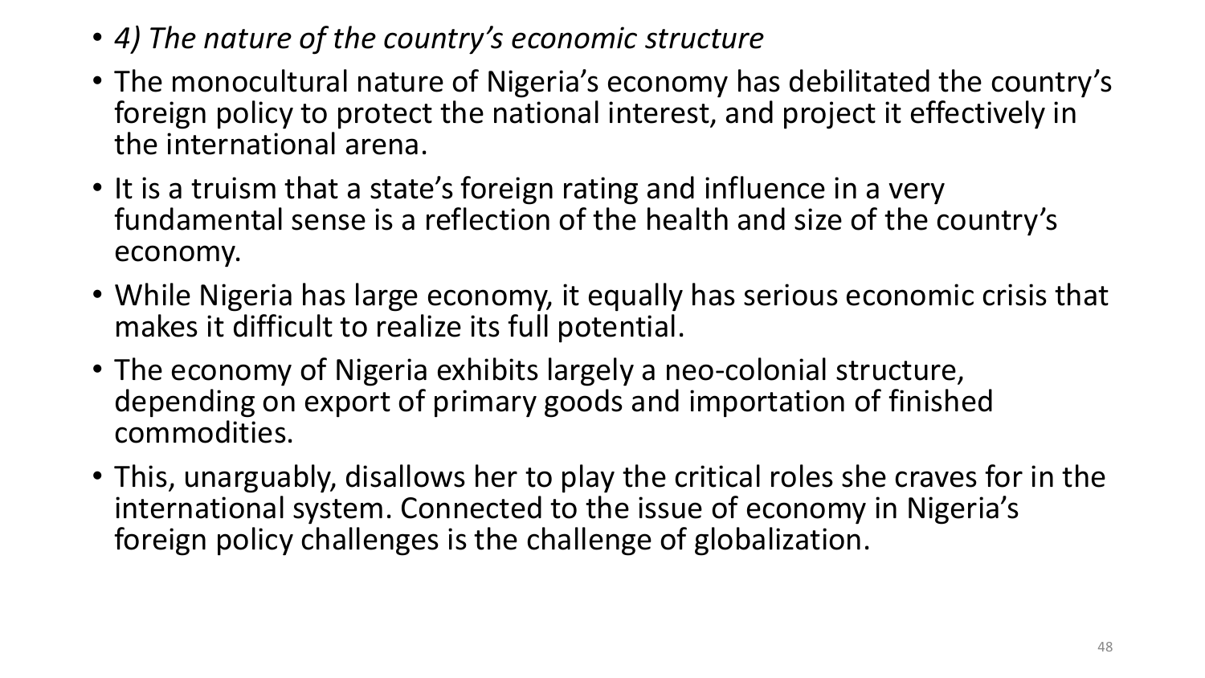- *4) The nature of the country's economic structure*
- The monocultural nature of Nigeria's economy has debilitated the country's foreign policy to protect the national interest, and project it effectively in the international arena.
- It is a truism that a state's foreign rating and influence in a very fundamental sense is a reflection of the health and size of the country's economy.
- While Nigeria has large economy, it equally has serious economic crisis that makes it difficult to realize its full potential.
- The economy of Nigeria exhibits largely a neo-colonial structure, depending on export of primary goods and importation of finished commodities.
- This, unarguably, disallows her to play the critical roles she craves for in the international system. Connected to the issue of economy in Nigeria's foreign policy challenges is the challenge of globalization.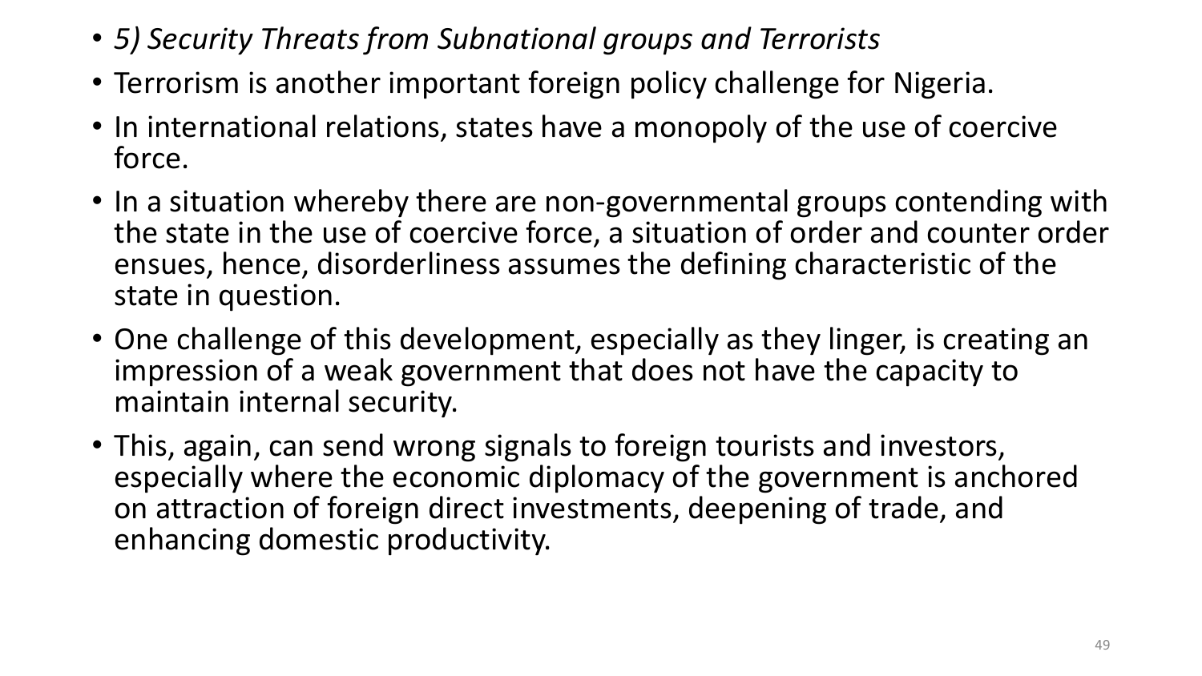- *5) Security Threats from Subnational groups and Terrorists*
- Terrorism is another important foreign policy challenge for Nigeria.
- In international relations, states have a monopoly of the use of coercive force.
- In a situation whereby there are non-governmental groups contending with the state in the use of coercive force, a situation of order and counter order ensues, hence, disorderliness assumes the defining characteristic of the state in question.
- One challenge of this development, especially as they linger, is creating an impression of a weak government that does not have the capacity to maintain internal security.
- This, again, can send wrong signals to foreign tourists and investors, especially where the economic diplomacy of the government is anchored on attraction of foreign direct investments, deepening of trade, and enhancing domestic productivity.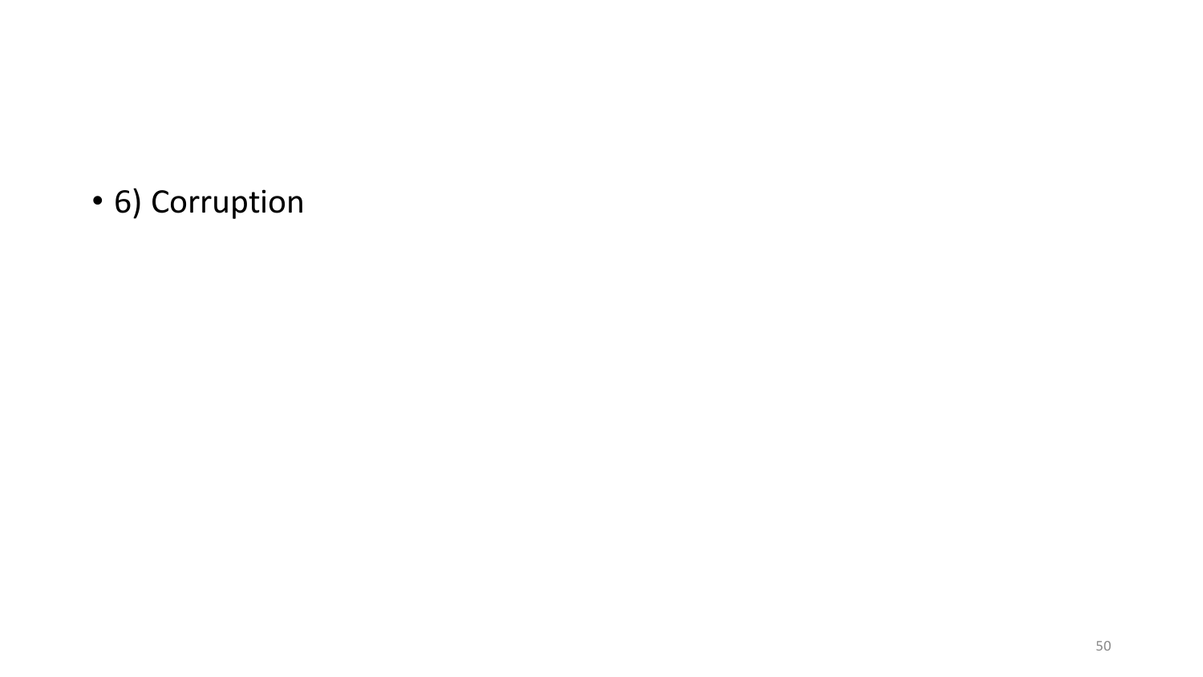- 6) Corruption